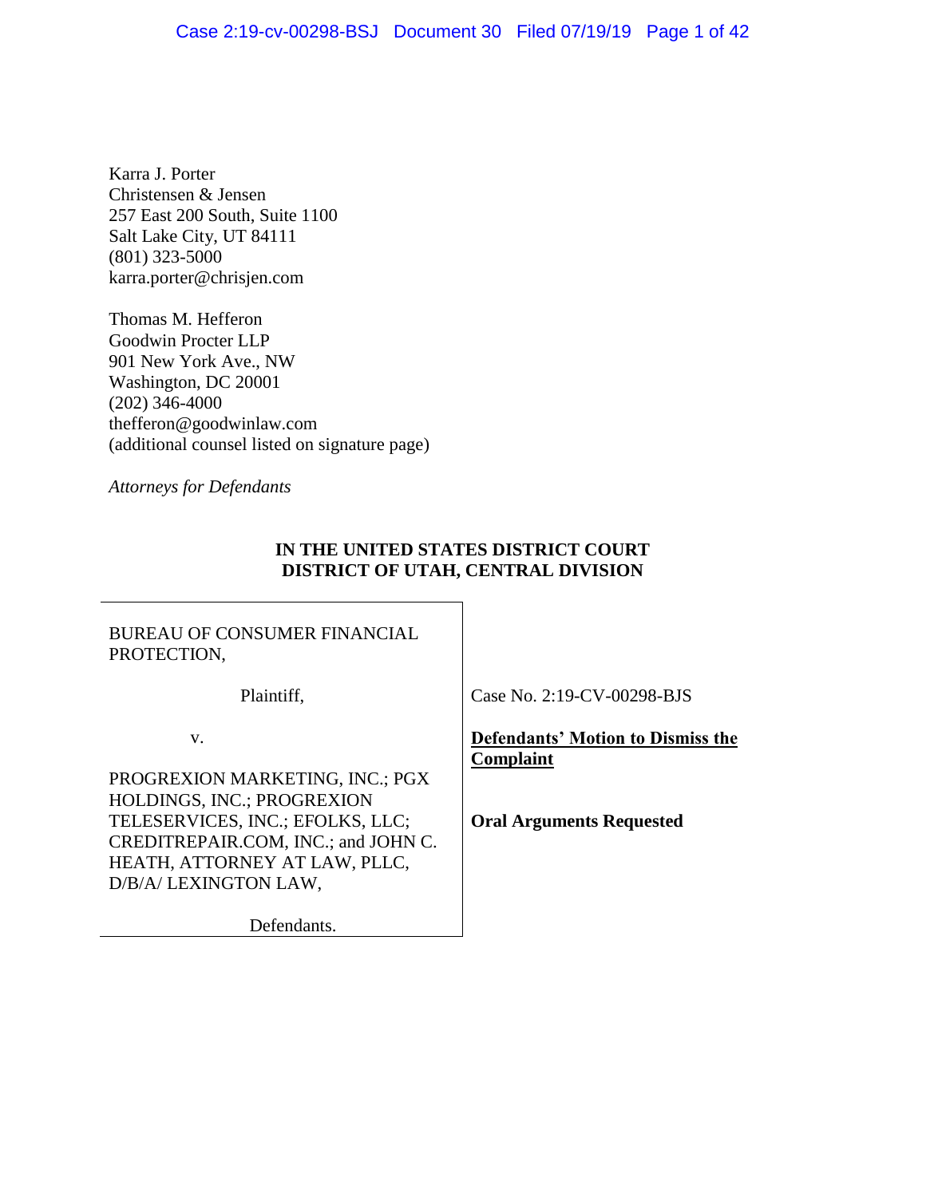Karra J. Porter
Christensen & Jensen
257 East 200 South, Suite 1100
Salt Lake City, UT 84111
(801) 323-5000
karra.porter@chrisjen.com

Thomas M. Hefferon
Goodwin Procter LLP
901 New York Ave., NW
Washington, DC 20001
(202) 346-4000
thefferon@goodwinlaw.com
(additional counsel listed on signature page)

*Attorneys for Defendants*

**IN THE UNITED STATES DISTRICT COURT**
**DISTRICT OF UTAH, CENTRAL DIVISION**

| | |
|---|---|
| BUREAU OF CONSUMER FINANCIAL PROTECTION,<br><br>Plaintiff,<br><br>v.<br><br>PROGREXION MARKETING, INC.; PGX HOLDINGS, INC.; PROGREXION TELESERVICES, INC.; EFOLKS, LLC; CREDITREPAIR.COM, INC.; and JOHN C. HEATH, ATTORNEY AT LAW, PLLC, D/B/A/ LEXINGTON LAW,<br><br>Defendants. | Case No. 2:19-CV-00298-BJS<br><br>**Defendants' Motion to Dismiss the Complaint**<br><br>**Oral Arguments Requested** |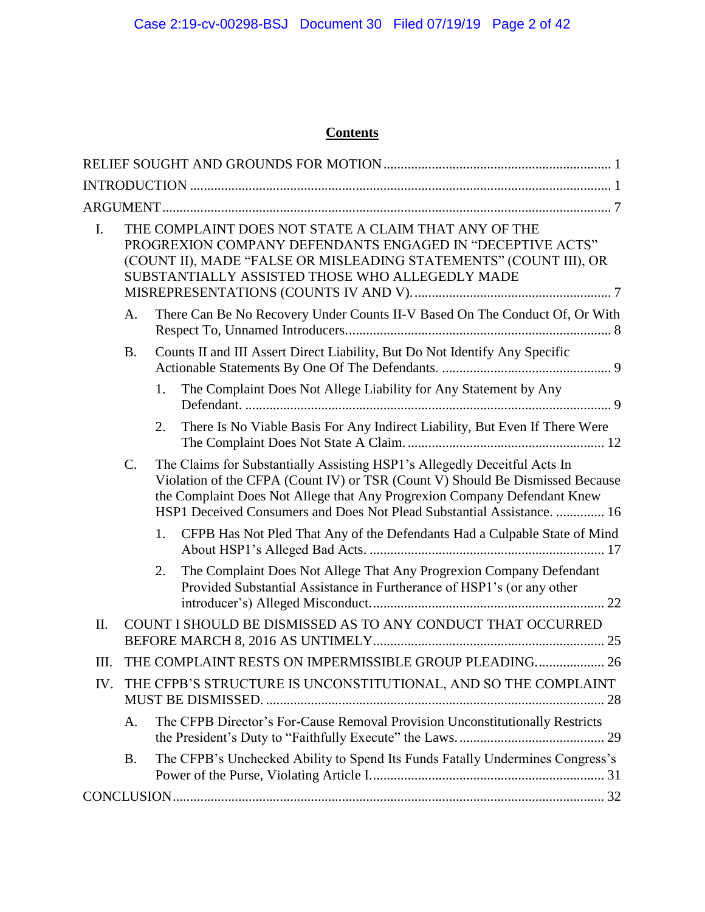## Contents

RELIEF SOUGHT AND GROUNDS FOR MOTION ..... 1

INTRODUCTION ..... 1

ARGUMENT ..... 7

I. THE COMPLAINT DOES NOT STATE A CLAIM THAT ANY OF THE PROGREXION COMPANY DEFENDANTS ENGAGED IN "DECEPTIVE ACTS" (COUNT II), MADE "FALSE OR MISLEADING STATEMENTS" (COUNT III), OR SUBSTANTIALLY ASSISTED THOSE WHO ALLEGEDLY MADE MISREPRESENTATIONS (COUNTS IV AND V). ..... 7

  A. There Can Be No Recovery Under Counts II-V Based On The Conduct Of, Or With Respect To, Unnamed Introducers ..... 8

  B. Counts II and III Assert Direct Liability, But Do Not Identify Any Specific Actionable Statements By One Of The Defendants. ..... 9

    1. The Complaint Does Not Allege Liability for Any Statement by Any Defendant. ..... 9

    2. There Is No Viable Basis For Any Indirect Liability, But Even If There Were The Complaint Does Not State A Claim. ..... 12

  C. The Claims for Substantially Assisting HSP1's Allegedly Deceitful Acts In Violation of the CFPA (Count IV) or TSR (Count V) Should Be Dismissed Because the Complaint Does Not Allege that Any Progrexion Company Defendant Knew HSP1 Deceived Consumers and Does Not Plead Substantial Assistance. ..... 16

    1. CFPB Has Not Pled That Any of the Defendants Had a Culpable State of Mind About HSP1's Alleged Bad Acts. ..... 17

    2. The Complaint Does Not Allege That Any Progrexion Company Defendant Provided Substantial Assistance in Furtherance of HSP1's (or any other introducer's) Alleged Misconduct. ..... 22

II. COUNT I SHOULD BE DISMISSED AS TO ANY CONDUCT THAT OCCURRED BEFORE MARCH 8, 2016 AS UNTIMELY ..... 25

III. THE COMPLAINT RESTS ON IMPERMISSIBLE GROUP PLEADING. ..... 26

IV. THE CFPB'S STRUCTURE IS UNCONSTITUTIONAL, AND SO THE COMPLAINT MUST BE DISMISSED. ..... 28

  A. The CFPB Director's For-Cause Removal Provision Unconstitutionally Restricts the President's Duty to "Faithfully Execute" the Laws. ..... 29

  B. The CFPB's Unchecked Ability to Spend Its Funds Fatally Undermines Congress's Power of the Purse, Violating Article I. ..... 31

CONCLUSION ..... 32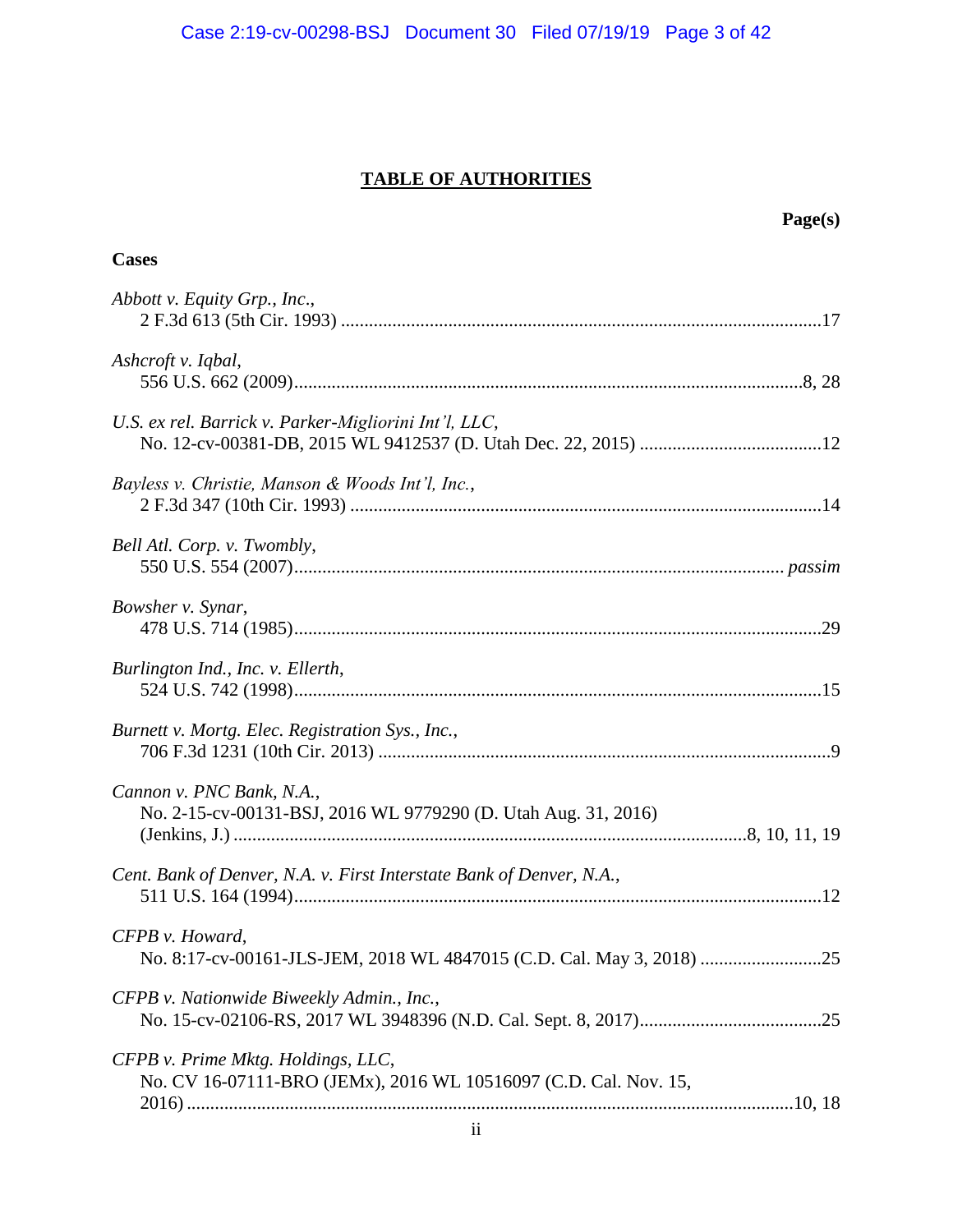# TABLE OF AUTHORITIES

**Page(s)**

**Cases**

*Abbott v. Equity Grp., Inc.*,
2 F.3d 613 (5th Cir. 1993) ....................................................................................................17

*Ashcroft v. Iqbal*,
556 U.S. 662 (2009)..........................................................................................................8, 28

*U.S. ex rel. Barrick v. Parker-Migliorini Int'l, LLC*,
No. 12-cv-00381-DB, 2015 WL 9412537 (D. Utah Dec. 22, 2015) .......................................12

*Bayless v. Christie, Manson & Woods Int'l, Inc.*,
2 F.3d 347 (10th Cir. 1993) ....................................................................................................14

*Bell Atl. Corp. v. Twombly*,
550 U.S. 554 (2007)....................................................................................................... *passim*

*Bowsher v. Synar*,
478 U.S. 714 (1985)................................................................................................................29

*Burlington Ind., Inc. v. Ellerth*,
524 U.S. 742 (1998)................................................................................................................15

*Burnett v. Mortg. Elec. Registration Sys., Inc.*,
706 F.3d 1231 (10th Cir. 2013) ................................................................................................9

*Cannon v. PNC Bank, N.A.*,
No. 2-15-cv-00131-BSJ, 2016 WL 9779290 (D. Utah Aug. 31, 2016)
(Jenkins, J.) ..............................................................................................................8, 10, 11, 19

*Cent. Bank of Denver, N.A. v. First Interstate Bank of Denver, N.A.*,
511 U.S. 164 (1994)................................................................................................................12

*CFPB v. Howard*,
No. 8:17-cv-00161-JLS-JEM, 2018 WL 4847015 (C.D. Cal. May 3, 2018) ..........................25

*CFPB v. Nationwide Biweekly Admin., Inc.*,
No. 15-cv-02106-RS, 2017 WL 3948396 (N.D. Cal. Sept. 8, 2017).......................................25

*CFPB v. Prime Mktg. Holdings, LLC*,
No. CV 16-07111-BRO (JEMx), 2016 WL 10516097 (C.D. Cal. Nov. 15,
2016) .................................................................................................................................10, 18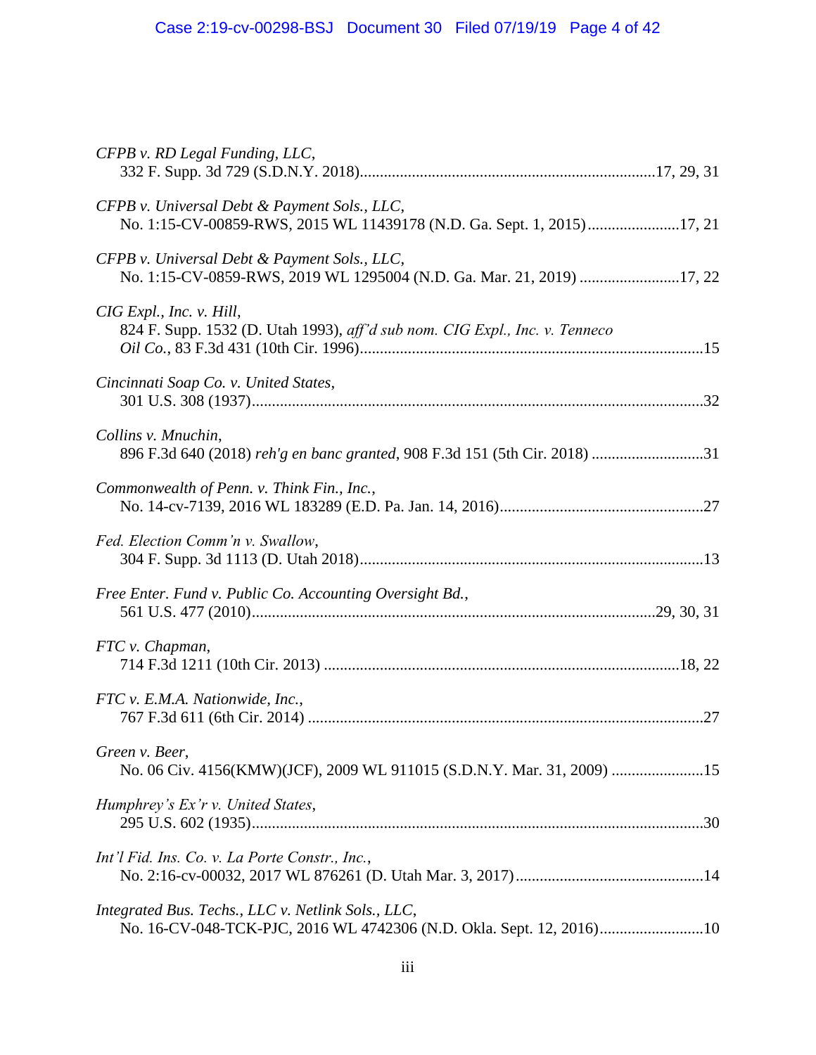*CFPB v. RD Legal Funding, LLC*,
332 F. Supp. 3d 729 (S.D.N.Y. 2018)..........................................................................17, 29, 31

*CFPB v. Universal Debt & Payment Sols., LLC*,
No. 1:15-CV-00859-RWS, 2015 WL 11439178 (N.D. Ga. Sept. 1, 2015).......................17, 21

*CFPB v. Universal Debt & Payment Sols., LLC*,
No. 1:15-CV-0859-RWS, 2019 WL 1295004 (N.D. Ga. Mar. 21, 2019) .........................17, 22

*CIG Expl., Inc. v. Hill*,
824 F. Supp. 1532 (D. Utah 1993), *aff'd sub nom. CIG Expl., Inc. v. Tenneco Oil Co.*, 83 F.3d 431 (10th Cir. 1996)......................................................................................15

*Cincinnati Soap Co. v. United States*,
301 U.S. 308 (1937)................................................................................................................32

*Collins v. Mnuchin*,
896 F.3d 640 (2018) *reh'g en banc granted*, 908 F.3d 151 (5th Cir. 2018) ............................31

*Commonwealth of Penn. v. Think Fin., Inc.*,
No. 14-cv-7139, 2016 WL 183289 (E.D. Pa. Jan. 14, 2016)...................................................27

*Fed. Election Comm'n v. Swallow*,
304 F. Supp. 3d 1113 (D. Utah 2018).....................................................................................13

*Free Enter. Fund v. Public Co. Accounting Oversight Bd.*,
561 U.S. 477 (2010)....................................................................................................29, 30, 31

*FTC v. Chapman*,
714 F.3d 1211 (10th Cir. 2013) .........................................................................................18, 22

*FTC v. E.M.A. Nationwide, Inc.*,
767 F.3d 611 (6th Cir. 2014) ...................................................................................................27

*Green v. Beer*,
No. 06 Civ. 4156(KMW)(JCF), 2009 WL 911015 (S.D.N.Y. Mar. 31, 2009) .......................15

*Humphrey's Ex'r v. United States*,
295 U.S. 602 (1935).................................................................................................................30

*Int'l Fid. Ins. Co. v. La Porte Constr., Inc.*,
No. 2:16-cv-00032, 2017 WL 876261 (D. Utah Mar. 3, 2017)...............................................14

*Integrated Bus. Techs., LLC v. Netlink Sols., LLC*,
No. 16-CV-048-TCK-PJC, 2016 WL 4742306 (N.D. Okla. Sept. 12, 2016)..........................10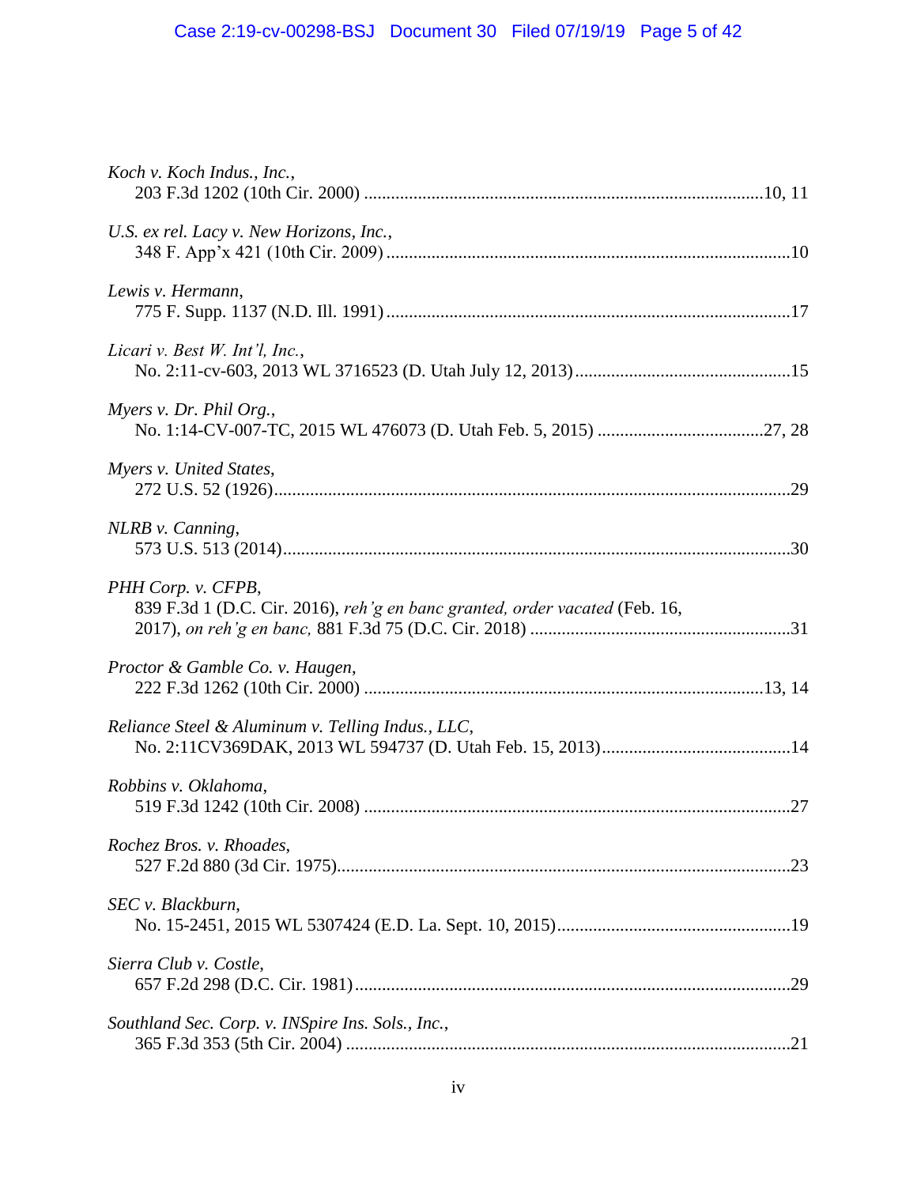*Koch v. Koch Indus., Inc.*,
203 F.3d 1202 (10th Cir. 2000) ........................................................................................10, 11

*U.S. ex rel. Lacy v. New Horizons, Inc.*,
348 F. App'x 421 (10th Cir. 2009) ...........................................................................................10

*Lewis v. Hermann*,
775 F. Supp. 1137 (N.D. Ill. 1991) ...........................................................................................17

*Licari v. Best W. Int'l, Inc.*,
No. 2:11-cv-603, 2013 WL 3716523 (D. Utah July 12, 2013)................................................15

*Myers v. Dr. Phil Org.*,
No. 1:14-CV-007-TC, 2015 WL 476073 (D. Utah Feb. 5, 2015) .....................................27, 28

*Myers v. United States*,
272 U.S. 52 (1926)....................................................................................................................29

*NLRB v. Canning*,
573 U.S. 513 (2014)..................................................................................................................30

*PHH Corp. v. CFPB*,
839 F.3d 1 (D.C. Cir. 2016), *reh'g en banc granted, order vacated* (Feb. 16, 2017), *on reh'g en banc,* 881 F.3d 75 (D.C. Cir. 2018) .........................................................31

*Proctor & Gamble Co. v. Haugen*,
222 F.3d 1262 (10th Cir. 2000) ........................................................................................13, 14

*Reliance Steel & Aluminum v. Telling Indus., LLC*,
No. 2:11CV369DAK, 2013 WL 594737 (D. Utah Feb. 15, 2013)..........................................14

*Robbins v. Oklahoma*,
519 F.3d 1242 (10th Cir. 2008) ...............................................................................................27

*Rochez Bros. v. Rhoades*,
527 F.2d 880 (3d Cir. 1975).....................................................................................................23

*SEC v. Blackburn*,
No. 15-2451, 2015 WL 5307424 (E.D. La. Sept. 10, 2015)....................................................19

*Sierra Club v. Costle*,
657 F.2d 298 (D.C. Cir. 1981).................................................................................................29

*Southland Sec. Corp. v. INSpire Ins. Sols., Inc.*,
365 F.3d 353 (5th Cir. 2004) ...................................................................................................21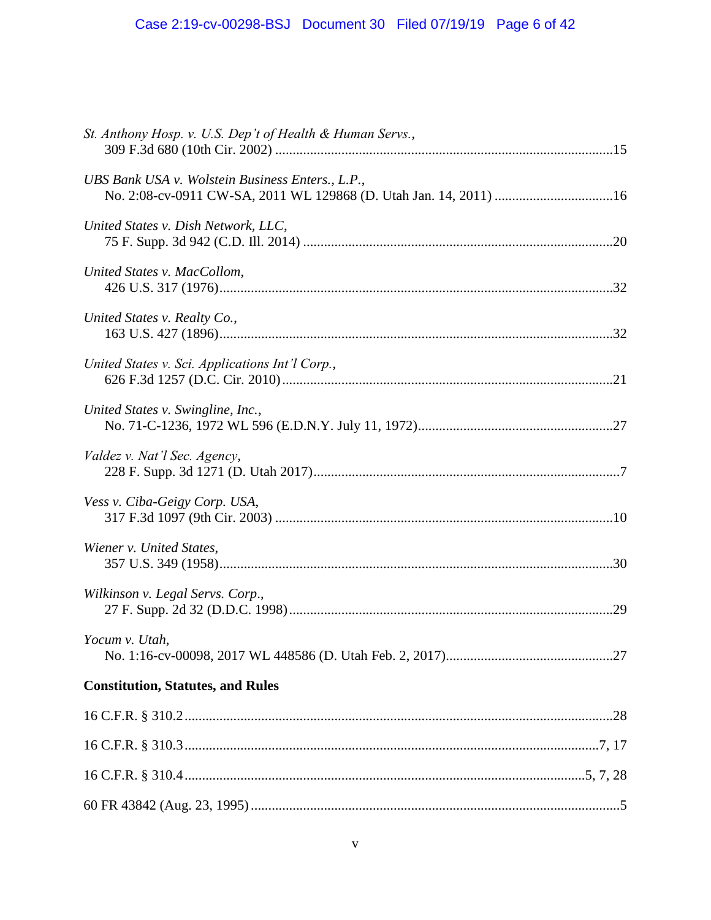*St. Anthony Hosp. v. U.S. Dep't of Health & Human Servs.*,
309 F.3d 680 (10th Cir. 2002) ....................................................................................................15

*UBS Bank USA v. Wolstein Business Enters., L.P.*,
No. 2:08-cv-0911 CW-SA, 2011 WL 129868 (D. Utah Jan. 14, 2011) ...................................16

*United States v. Dish Network, LLC*,
75 F. Supp. 3d 942 (C.D. Ill. 2014) ..........................................................................................20

*United States v. MacCollom*,
426 U.S. 317 (1976)...................................................................................................................32

*United States v. Realty Co.*,
163 U.S. 427 (1896)...................................................................................................................32

*United States v. Sci. Applications Int'l Corp.*,
626 F.3d 1257 (D.C. Cir. 2010).................................................................................................21

*United States v. Swingline, Inc.*,
No. 71-C-1236, 1972 WL 596 (E.D.N.Y. July 11, 1972).........................................................27

*Valdez v. Nat'l Sec. Agency*,
228 F. Supp. 3d 1271 (D. Utah 2017)..........................................................................................7

*Vess v. Ciba-Geigy Corp. USA*,
317 F.3d 1097 (9th Cir. 2003) ..................................................................................................10

*Wiener v. United States*,
357 U.S. 349 (1958)...................................................................................................................30

*Wilkinson v. Legal Servs. Corp.*,
27 F. Supp. 2d 32 (D.D.C. 1998)...............................................................................................29

*Yocum v. Utah*,
No. 1:16-cv-00098, 2017 WL 448586 (D. Utah Feb. 2, 2017).................................................27

**Constitution, Statutes, and Rules**

16 C.F.R. § 310.2..........................................................................................................................28

16 C.F.R. § 310.3....................................................................................................................7, 17

16 C.F.R. § 310.4.................................................................................................................5, 7, 28

60 FR 43842 (Aug. 23, 1995) .........................................................................................................5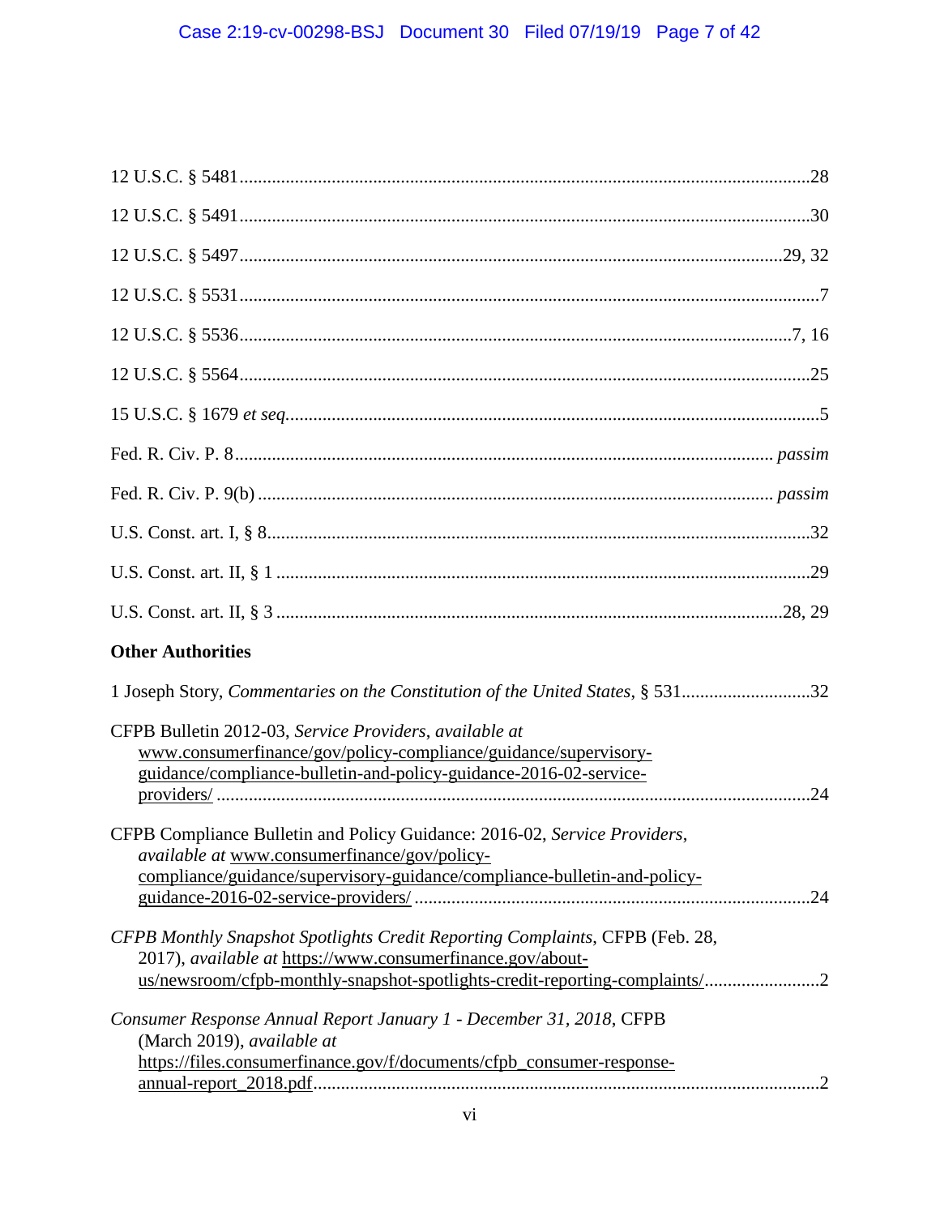12 U.S.C. § 5481 ........................................................................................................ 28

12 U.S.C. § 5491 ........................................................................................................ 30

12 U.S.C. § 5497 ................................................................................................ 29, 32

12 U.S.C. § 5531 .......................................................................................................... 7

12 U.S.C. § 5536 ..................................................................................................... 7, 16

12 U.S.C. § 5564 ........................................................................................................ 25

15 U.S.C. § 1679 *et seq.* ............................................................................................... 5

Fed. R. Civ. P. 8 ................................................................................................ *passim*

Fed. R. Civ. P. 9(b) ........................................................................................... *passim*

U.S. Const. art. I, § 8 .................................................................................................. 32

U.S. Const. art. II, § 1 ................................................................................................ 29

U.S. Const. art. II, § 3 ........................................................................................... 28, 29

**Other Authorities**

1 Joseph Story, *Commentaries on the Constitution of the United States*, § 531 ........................... 32

CFPB Bulletin 2012-03, *Service Providers*, *available at* www.consumerfinance/gov/policy-compliance/guidance/supervisory-guidance/compliance-bulletin-and-policy-guidance-2016-02-service-providers/ ........................................................................................................ 24

CFPB Compliance Bulletin and Policy Guidance: 2016-02, *Service Providers*, *available at* www.consumerfinance/gov/policy-compliance/guidance/supervisory-guidance/compliance-bulletin-and-policy-guidance-2016-02-service-providers/ ................................................................................ 24

*CFPB Monthly Snapshot Spotlights Credit Reporting Complaints*, CFPB (Feb. 28, 2017), *available at* https://www.consumerfinance.gov/about-us/newsroom/cfpb-monthly-snapshot-spotlights-credit-reporting-complaints/ ........................ 2

*Consumer Response Annual Report January 1 - December 31, 2018*, CFPB (March 2019), *available at* https://files.consumerfinance.gov/f/documents/cfpb_consumer-response-annual-report_2018.pdf ............................................................................................. 2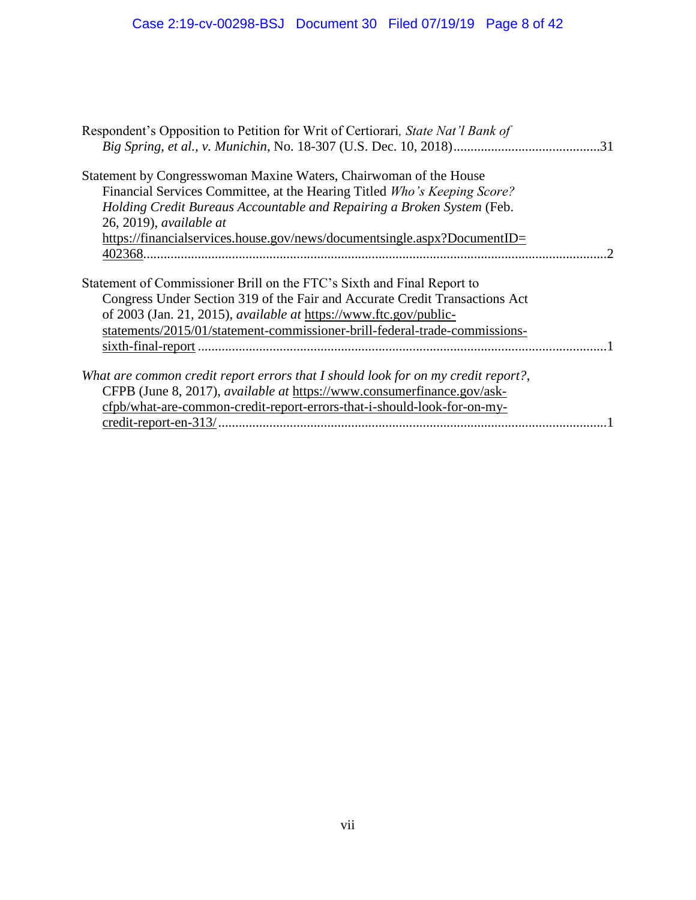Respondent's Opposition to Petition for Writ of Certiorari*, State Nat'l Bank of Big Spring, et al., v. Munichin*, No. 18-307 (U.S. Dec. 10, 2018) ..........................................31

Statement by Congresswoman Maxine Waters, Chairwoman of the House Financial Services Committee, at the Hearing Titled *Who's Keeping Score? Holding Credit Bureaus Accountable and Repairing a Broken System* (Feb. 26, 2019), *available at* https://financialservices.house.gov/news/documentsingle.aspx?DocumentID=402368.......................................................................................................................2

Statement of Commissioner Brill on the FTC's Sixth and Final Report to Congress Under Section 319 of the Fair and Accurate Credit Transactions Act of 2003 (Jan. 21, 2015), *available at* https://www.ftc.gov/public-statements/2015/01/statement-commissioner-brill-federal-trade-commissions-sixth-final-report .......................................................................................................................1

*What are common credit report errors that I should look for on my credit report?*, CFPB (June 8, 2017), *available at* https://www.consumerfinance.gov/ask-cfpb/what-are-common-credit-report-errors-that-i-should-look-for-on-my-credit-report-en-313/ ..................................................................................................1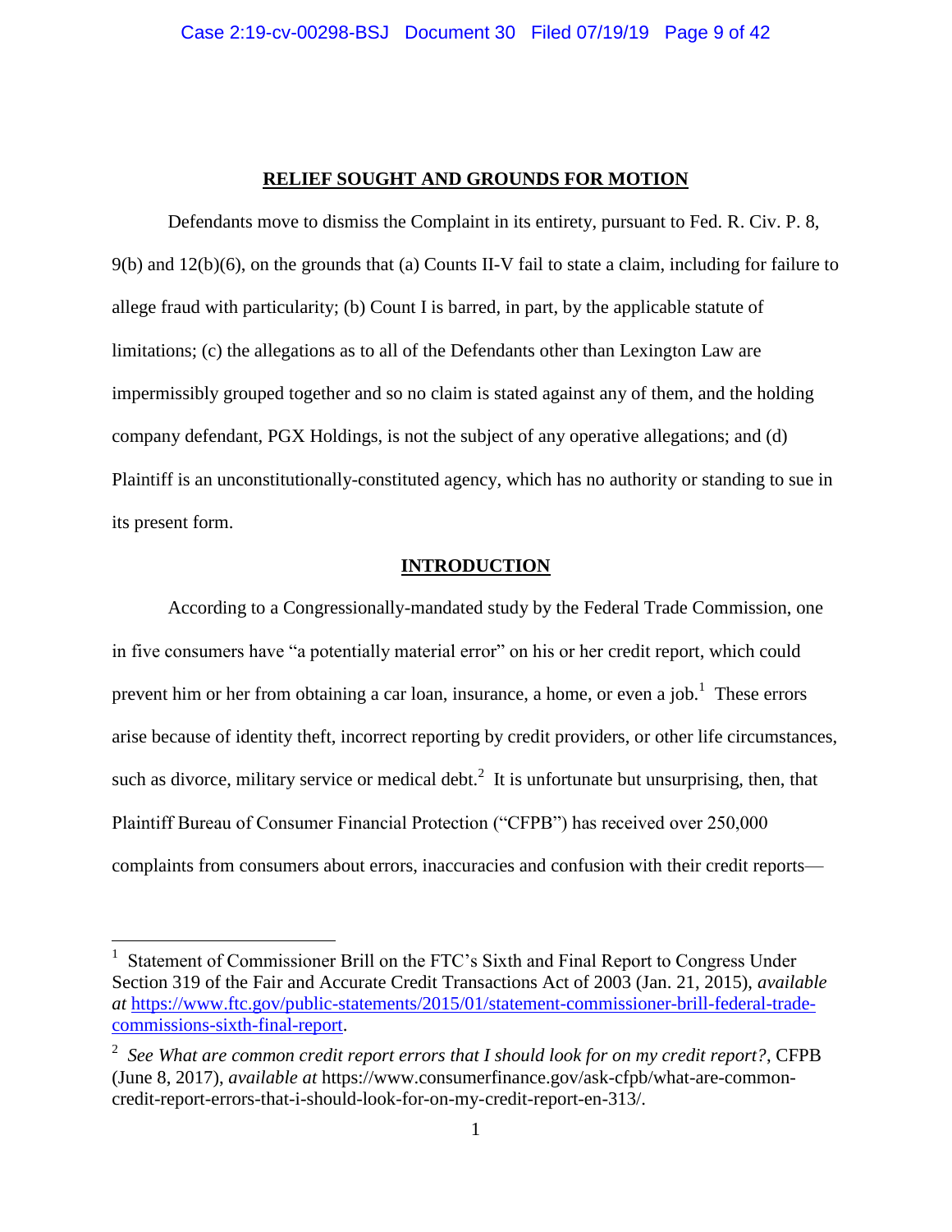## RELIEF SOUGHT AND GROUNDS FOR MOTION

Defendants move to dismiss the Complaint in its entirety, pursuant to Fed. R. Civ. P. 8, 9(b) and 12(b)(6), on the grounds that (a) Counts II-V fail to state a claim, including for failure to allege fraud with particularity; (b) Count I is barred, in part, by the applicable statute of limitations; (c) the allegations as to all of the Defendants other than Lexington Law are impermissibly grouped together and so no claim is stated against any of them, and the holding company defendant, PGX Holdings, is not the subject of any operative allegations; and (d) Plaintiff is an unconstitutionally-constituted agency, which has no authority or standing to sue in its present form.

## INTRODUCTION

According to a Congressionally-mandated study by the Federal Trade Commission, one in five consumers have "a potentially material error" on his or her credit report, which could prevent him or her from obtaining a car loan, insurance, a home, or even a job.[1] These errors arise because of identity theft, incorrect reporting by credit providers, or other life circumstances, such as divorce, military service or medical debt.[2] It is unfortunate but unsurprising, then, that Plaintiff Bureau of Consumer Financial Protection ("CFPB") has received over 250,000 complaints from consumers about errors, inaccuracies and confusion with their credit reports—

---

[1] Statement of Commissioner Brill on the FTC's Sixth and Final Report to Congress Under Section 319 of the Fair and Accurate Credit Transactions Act of 2003 (Jan. 21, 2015), *available at* https://www.ftc.gov/public-statements/2015/01/statement-commissioner-brill-federal-trade-commissions-sixth-final-report.

[2] *See What are common credit report errors that I should look for on my credit report?*, CFPB (June 8, 2017), *available at* https://www.consumerfinance.gov/ask-cfpb/what-are-common-credit-report-errors-that-i-should-look-for-on-my-credit-report-en-313/.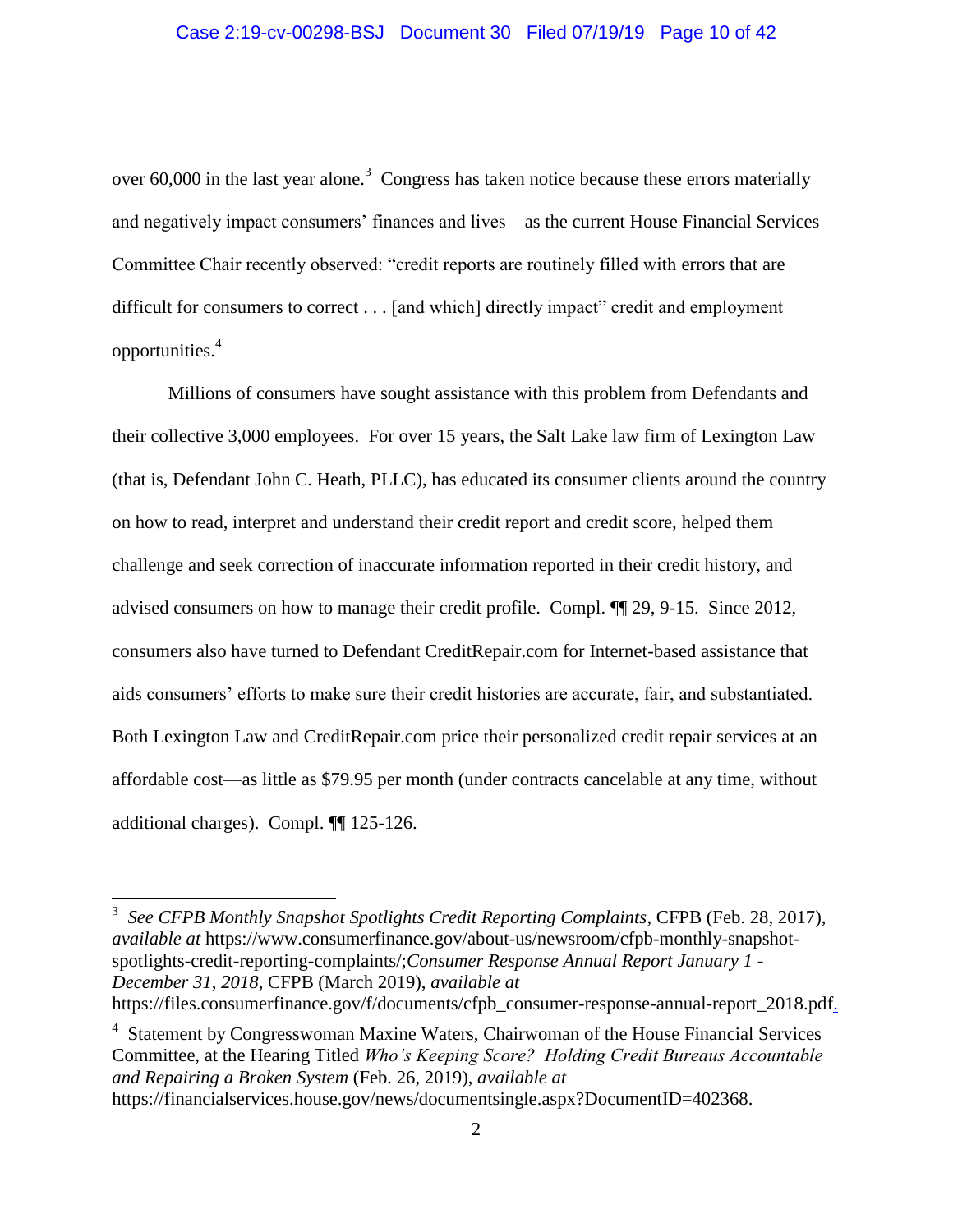over 60,000 in the last year alone.[3] Congress has taken notice because these errors materially and negatively impact consumers' finances and lives—as the current House Financial Services Committee Chair recently observed: "credit reports are routinely filled with errors that are difficult for consumers to correct . . . [and which] directly impact" credit and employment opportunities.[4]

Millions of consumers have sought assistance with this problem from Defendants and their collective 3,000 employees. For over 15 years, the Salt Lake law firm of Lexington Law (that is, Defendant John C. Heath, PLLC), has educated its consumer clients around the country on how to read, interpret and understand their credit report and credit score, helped them challenge and seek correction of inaccurate information reported in their credit history, and advised consumers on how to manage their credit profile. Compl. ¶¶ 29, 9-15. Since 2012, consumers also have turned to Defendant CreditRepair.com for Internet-based assistance that aids consumers' efforts to make sure their credit histories are accurate, fair, and substantiated. Both Lexington Law and CreditRepair.com price their personalized credit repair services at an affordable cost—as little as $79.95 per month (under contracts cancelable at any time, without additional charges). Compl. ¶¶ 125-126.

---

[3] *See CFPB Monthly Snapshot Spotlights Credit Reporting Complaints*, CFPB (Feb. 28, 2017), *available at* https://www.consumerfinance.gov/about-us/newsroom/cfpb-monthly-snapshot-spotlights-credit-reporting-complaints/;*Consumer Response Annual Report January 1 - December 31, 2018*, CFPB (March 2019), *available at* https://files.consumerfinance.gov/f/documents/cfpb_consumer-response-annual-report_2018.pdf.

[4] Statement by Congresswoman Maxine Waters, Chairwoman of the House Financial Services Committee, at the Hearing Titled *Who's Keeping Score? Holding Credit Bureaus Accountable and Repairing a Broken System* (Feb. 26, 2019), *available at* https://financialservices.house.gov/news/documentsingle.aspx?DocumentID=402368.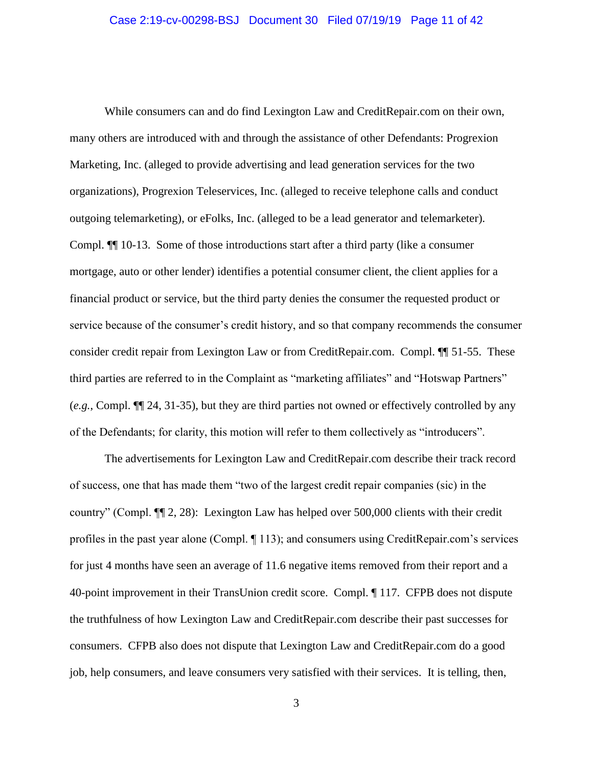While consumers can and do find Lexington Law and CreditRepair.com on their own, many others are introduced with and through the assistance of other Defendants: Progrexion Marketing, Inc. (alleged to provide advertising and lead generation services for the two organizations), Progrexion Teleservices, Inc. (alleged to receive telephone calls and conduct outgoing telemarketing), or eFolks, Inc. (alleged to be a lead generator and telemarketer). Compl. ¶¶ 10-13. Some of those introductions start after a third party (like a consumer mortgage, auto or other lender) identifies a potential consumer client, the client applies for a financial product or service, but the third party denies the consumer the requested product or service because of the consumer's credit history, and so that company recommends the consumer consider credit repair from Lexington Law or from CreditRepair.com. Compl. ¶¶ 51-55. These third parties are referred to in the Complaint as "marketing affiliates" and "Hotswap Partners" (*e.g.*, Compl. ¶¶ 24, 31-35), but they are third parties not owned or effectively controlled by any of the Defendants; for clarity, this motion will refer to them collectively as "introducers".

The advertisements for Lexington Law and CreditRepair.com describe their track record of success, one that has made them "two of the largest credit repair companies (sic) in the country" (Compl. ¶¶ 2, 28): Lexington Law has helped over 500,000 clients with their credit profiles in the past year alone (Compl. ¶ 113); and consumers using CreditRepair.com's services for just 4 months have seen an average of 11.6 negative items removed from their report and a 40-point improvement in their TransUnion credit score. Compl. ¶ 117. CFPB does not dispute the truthfulness of how Lexington Law and CreditRepair.com describe their past successes for consumers. CFPB also does not dispute that Lexington Law and CreditRepair.com do a good job, help consumers, and leave consumers very satisfied with their services. It is telling, then,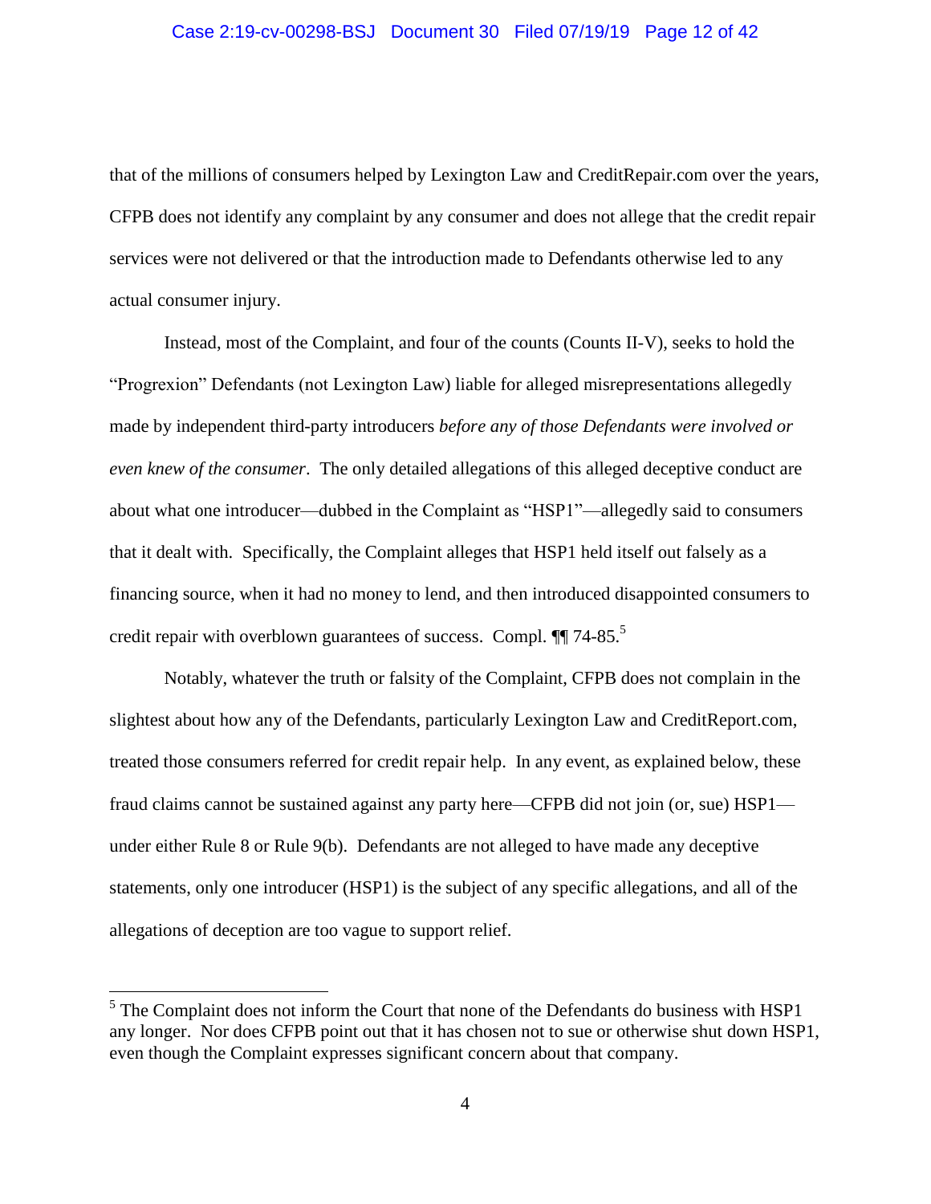that of the millions of consumers helped by Lexington Law and CreditRepair.com over the years, CFPB does not identify any complaint by any consumer and does not allege that the credit repair services were not delivered or that the introduction made to Defendants otherwise led to any actual consumer injury.

Instead, most of the Complaint, and four of the counts (Counts II-V), seeks to hold the "Progrexion" Defendants (not Lexington Law) liable for alleged misrepresentations allegedly made by independent third-party introducers *before any of those Defendants were involved or even knew of the consumer*. The only detailed allegations of this alleged deceptive conduct are about what one introducer—dubbed in the Complaint as "HSP1"—allegedly said to consumers that it dealt with. Specifically, the Complaint alleges that HSP1 held itself out falsely as a financing source, when it had no money to lend, and then introduced disappointed consumers to credit repair with overblown guarantees of success. Compl. ¶¶ 74-85.[5]

Notably, whatever the truth or falsity of the Complaint, CFPB does not complain in the slightest about how any of the Defendants, particularly Lexington Law and CreditReport.com, treated those consumers referred for credit repair help. In any event, as explained below, these fraud claims cannot be sustained against any party here—CFPB did not join (or, sue) HSP1—under either Rule 8 or Rule 9(b). Defendants are not alleged to have made any deceptive statements, only one introducer (HSP1) is the subject of any specific allegations, and all of the allegations of deception are too vague to support relief.

---

[5] The Complaint does not inform the Court that none of the Defendants do business with HSP1 any longer. Nor does CFPB point out that it has chosen not to sue or otherwise shut down HSP1, even though the Complaint expresses significant concern about that company.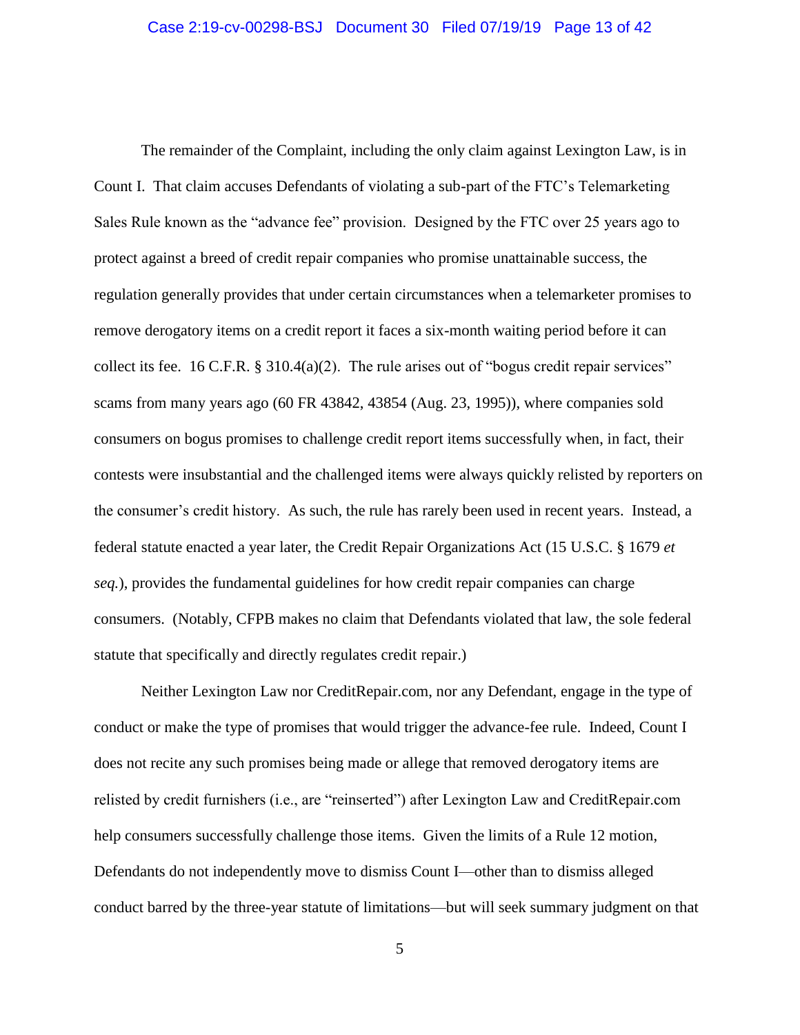The remainder of the Complaint, including the only claim against Lexington Law, is in Count I. That claim accuses Defendants of violating a sub-part of the FTC's Telemarketing Sales Rule known as the "advance fee" provision. Designed by the FTC over 25 years ago to protect against a breed of credit repair companies who promise unattainable success, the regulation generally provides that under certain circumstances when a telemarketer promises to remove derogatory items on a credit report it faces a six-month waiting period before it can collect its fee. 16 C.F.R. § 310.4(a)(2). The rule arises out of "bogus credit repair services" scams from many years ago (60 FR 43842, 43854 (Aug. 23, 1995)), where companies sold consumers on bogus promises to challenge credit report items successfully when, in fact, their contests were insubstantial and the challenged items were always quickly relisted by reporters on the consumer's credit history. As such, the rule has rarely been used in recent years. Instead, a federal statute enacted a year later, the Credit Repair Organizations Act (15 U.S.C. § 1679 *et seq.*), provides the fundamental guidelines for how credit repair companies can charge consumers. (Notably, CFPB makes no claim that Defendants violated that law, the sole federal statute that specifically and directly regulates credit repair.)

Neither Lexington Law nor CreditRepair.com, nor any Defendant, engage in the type of conduct or make the type of promises that would trigger the advance-fee rule. Indeed, Count I does not recite any such promises being made or allege that removed derogatory items are relisted by credit furnishers (i.e., are "reinserted") after Lexington Law and CreditRepair.com help consumers successfully challenge those items. Given the limits of a Rule 12 motion, Defendants do not independently move to dismiss Count I—other than to dismiss alleged conduct barred by the three-year statute of limitations—but will seek summary judgment on that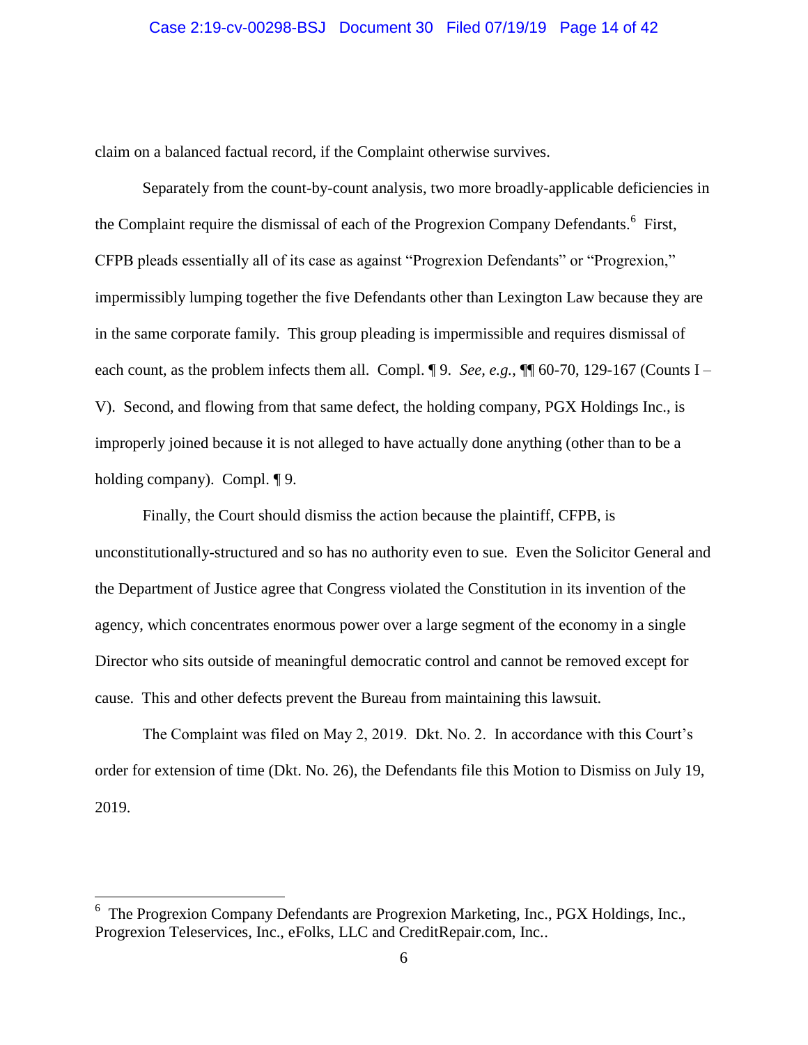claim on a balanced factual record, if the Complaint otherwise survives.

Separately from the count-by-count analysis, two more broadly-applicable deficiencies in the Complaint require the dismissal of each of the Progrexion Company Defendants.[6] First, CFPB pleads essentially all of its case as against "Progrexion Defendants" or "Progrexion," impermissibly lumping together the five Defendants other than Lexington Law because they are in the same corporate family. This group pleading is impermissible and requires dismissal of each count, as the problem infects them all. Compl. ¶ 9. *See, e.g.*, ¶¶ 60-70, 129-167 (Counts I – V). Second, and flowing from that same defect, the holding company, PGX Holdings Inc., is improperly joined because it is not alleged to have actually done anything (other than to be a holding company). Compl. ¶ 9.

Finally, the Court should dismiss the action because the plaintiff, CFPB, is unconstitutionally-structured and so has no authority even to sue. Even the Solicitor General and the Department of Justice agree that Congress violated the Constitution in its invention of the agency, which concentrates enormous power over a large segment of the economy in a single Director who sits outside of meaningful democratic control and cannot be removed except for cause. This and other defects prevent the Bureau from maintaining this lawsuit.

The Complaint was filed on May 2, 2019. Dkt. No. 2. In accordance with this Court's order for extension of time (Dkt. No. 26), the Defendants file this Motion to Dismiss on July 19, 2019.

---

[6] The Progrexion Company Defendants are Progrexion Marketing, Inc., PGX Holdings, Inc., Progrexion Teleservices, Inc., eFolks, LLC and CreditRepair.com, Inc..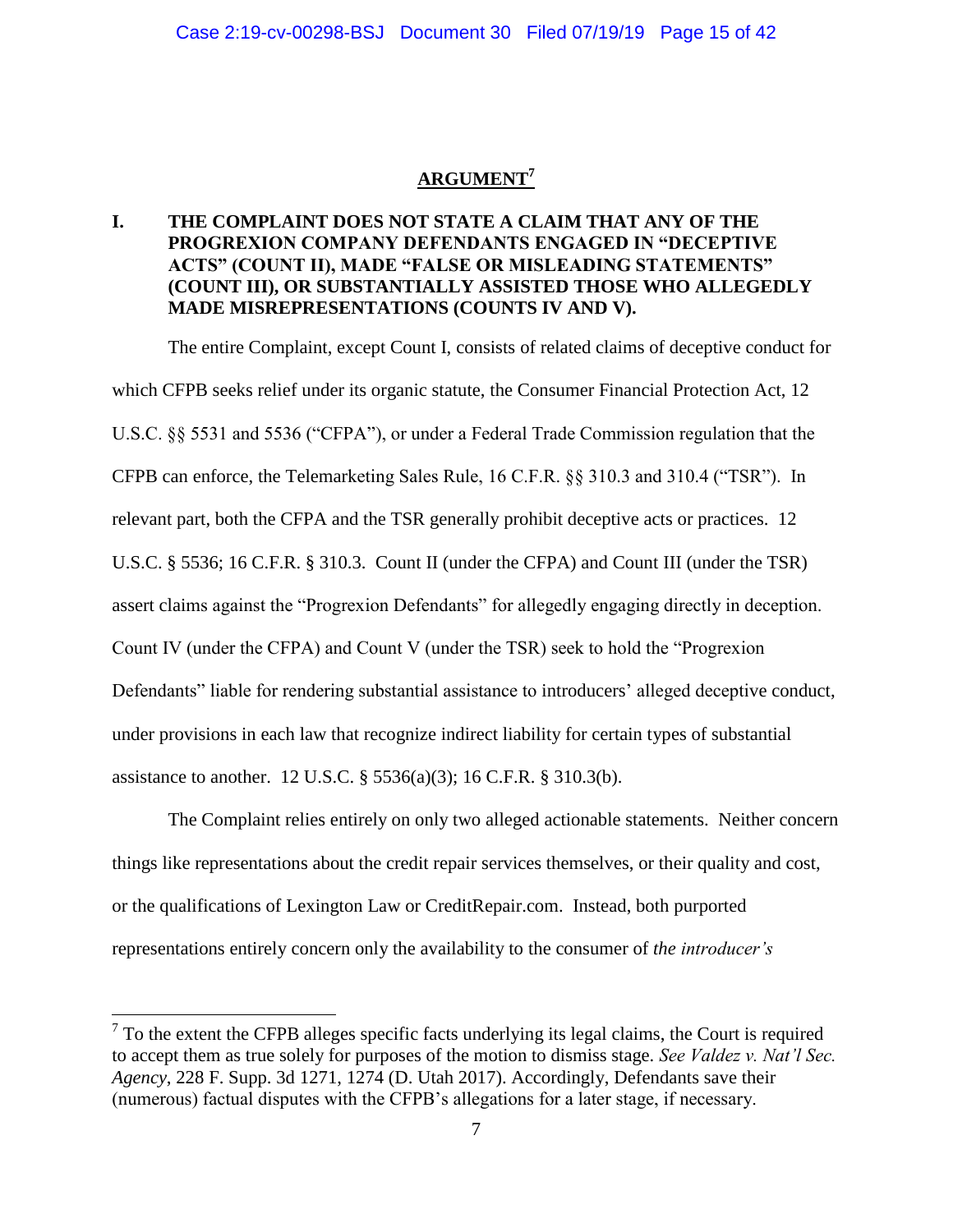## ARGUMENT[7]

### I. THE COMPLAINT DOES NOT STATE A CLAIM THAT ANY OF THE PROGREXION COMPANY DEFENDANTS ENGAGED IN "DECEPTIVE ACTS" (COUNT II), MADE "FALSE OR MISLEADING STATEMENTS" (COUNT III), OR SUBSTANTIALLY ASSISTED THOSE WHO ALLEGEDLY MADE MISREPRESENTATIONS (COUNTS IV AND V).

The entire Complaint, except Count I, consists of related claims of deceptive conduct for which CFPB seeks relief under its organic statute, the Consumer Financial Protection Act, 12 U.S.C. §§ 5531 and 5536 ("CFPA"), or under a Federal Trade Commission regulation that the CFPB can enforce, the Telemarketing Sales Rule, 16 C.F.R. §§ 310.3 and 310.4 ("TSR"). In relevant part, both the CFPA and the TSR generally prohibit deceptive acts or practices. 12 U.S.C. § 5536; 16 C.F.R. § 310.3. Count II (under the CFPA) and Count III (under the TSR) assert claims against the "Progrexion Defendants" for allegedly engaging directly in deception. Count IV (under the CFPA) and Count V (under the TSR) seek to hold the "Progrexion Defendants" liable for rendering substantial assistance to introducers' alleged deceptive conduct, under provisions in each law that recognize indirect liability for certain types of substantial assistance to another. 12 U.S.C. § 5536(a)(3); 16 C.F.R. § 310.3(b).

The Complaint relies entirely on only two alleged actionable statements. Neither concern things like representations about the credit repair services themselves, or their quality and cost, or the qualifications of Lexington Law or CreditRepair.com. Instead, both purported representations entirely concern only the availability to the consumer of *the introducer's*

---

[7] To the extent the CFPB alleges specific facts underlying its legal claims, the Court is required to accept them as true solely for purposes of the motion to dismiss stage. *See Valdez v. Nat'l Sec. Agency*, 228 F. Supp. 3d 1271, 1274 (D. Utah 2017). Accordingly, Defendants save their (numerous) factual disputes with the CFPB's allegations for a later stage, if necessary.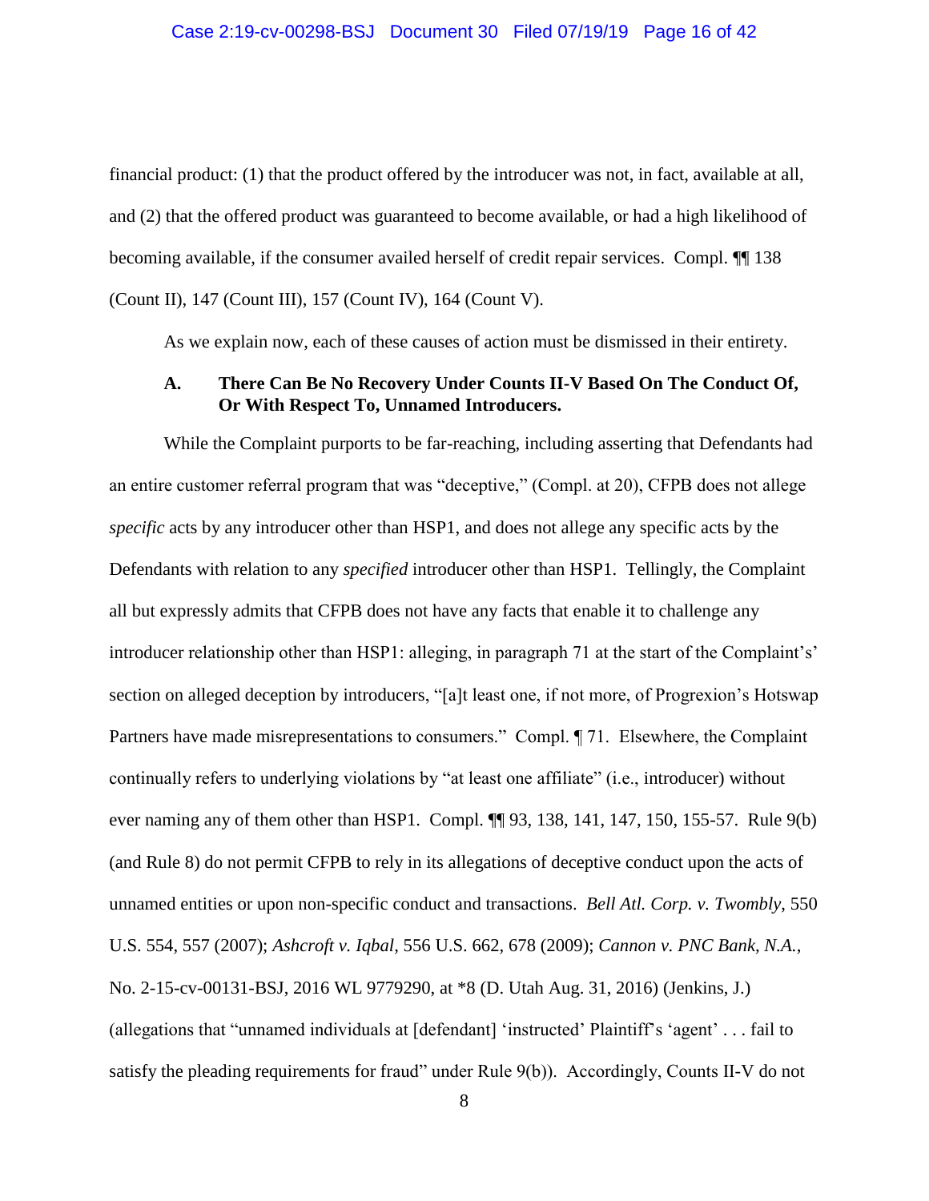financial product: (1) that the product offered by the introducer was not, in fact, available at all, and (2) that the offered product was guaranteed to become available, or had a high likelihood of becoming available, if the consumer availed herself of credit repair services. Compl. ¶¶ 138 (Count II), 147 (Count III), 157 (Count IV), 164 (Count V).

As we explain now, each of these causes of action must be dismissed in their entirety.

### A. There Can Be No Recovery Under Counts II-V Based On The Conduct Of, Or With Respect To, Unnamed Introducers.

While the Complaint purports to be far-reaching, including asserting that Defendants had an entire customer referral program that was "deceptive," (Compl. at 20), CFPB does not allege *specific* acts by any introducer other than HSP1, and does not allege any specific acts by the Defendants with relation to any *specified* introducer other than HSP1. Tellingly, the Complaint all but expressly admits that CFPB does not have any facts that enable it to challenge any introducer relationship other than HSP1: alleging, in paragraph 71 at the start of the Complaint's' section on alleged deception by introducers, "[a]t least one, if not more, of Progrexion's Hotswap Partners have made misrepresentations to consumers." Compl. ¶ 71. Elsewhere, the Complaint continually refers to underlying violations by "at least one affiliate" (i.e., introducer) without ever naming any of them other than HSP1. Compl. ¶¶ 93, 138, 141, 147, 150, 155-57. Rule 9(b) (and Rule 8) do not permit CFPB to rely in its allegations of deceptive conduct upon the acts of unnamed entities or upon non-specific conduct and transactions. *Bell Atl. Corp. v. Twombly*, 550 U.S. 554, 557 (2007); *Ashcroft v. Iqbal*, 556 U.S. 662, 678 (2009); *Cannon v. PNC Bank, N.A.*, No. 2-15-cv-00131-BSJ, 2016 WL 9779290, at *8 (D. Utah Aug. 31, 2016) (Jenkins, J.) (allegations that "unnamed individuals at [defendant] 'instructed' Plaintiff's 'agent' . . . fail to satisfy the pleading requirements for fraud" under Rule 9(b)). Accordingly, Counts II-V do not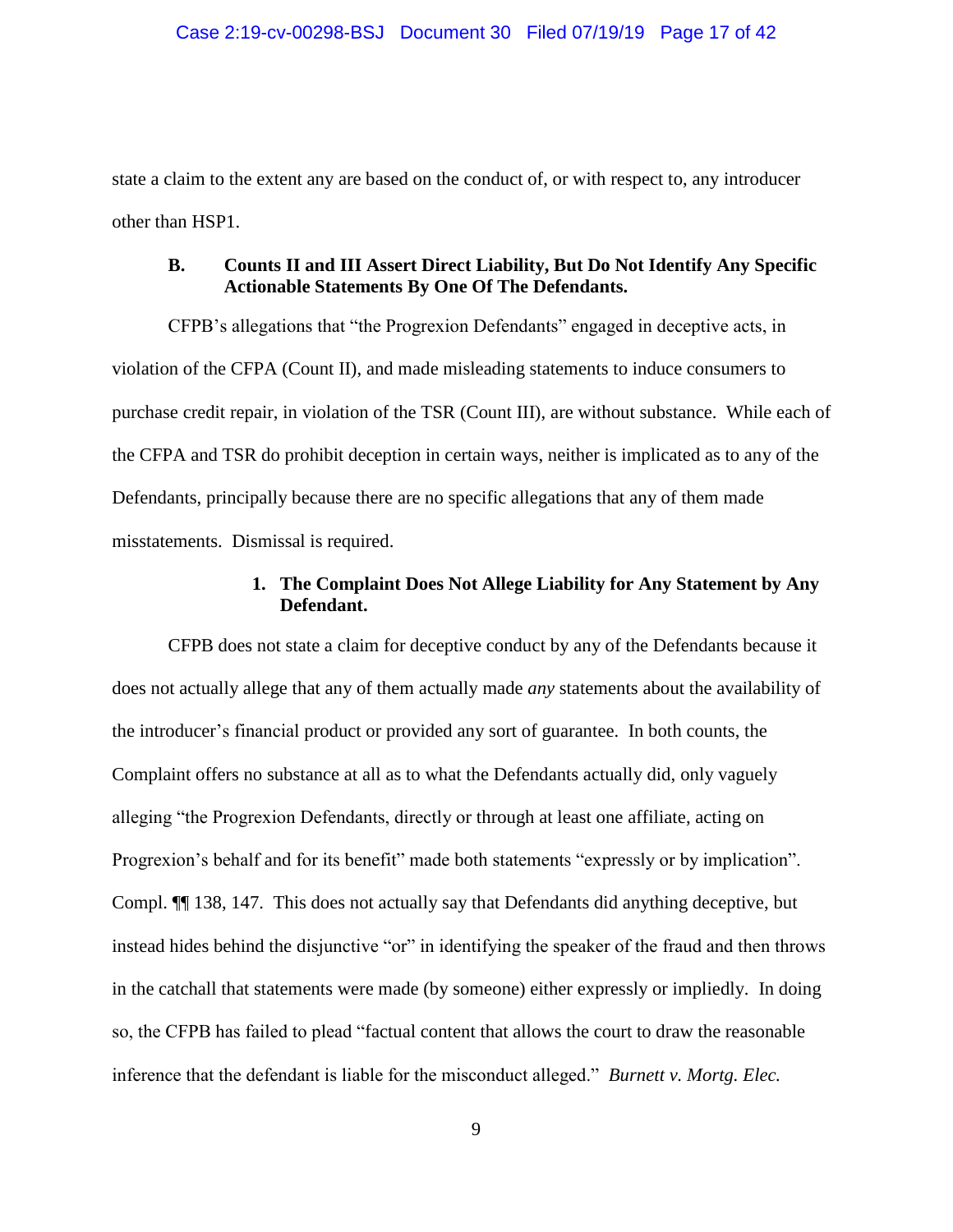state a claim to the extent any are based on the conduct of, or with respect to, any introducer other than HSP1.

### B. Counts II and III Assert Direct Liability, But Do Not Identify Any Specific Actionable Statements By One Of The Defendants.

CFPB's allegations that "the Progrexion Defendants" engaged in deceptive acts, in violation of the CFPA (Count II), and made misleading statements to induce consumers to purchase credit repair, in violation of the TSR (Count III), are without substance. While each of the CFPA and TSR do prohibit deception in certain ways, neither is implicated as to any of the Defendants, principally because there are no specific allegations that any of them made misstatements. Dismissal is required.

#### 1. The Complaint Does Not Allege Liability for Any Statement by Any Defendant.

CFPB does not state a claim for deceptive conduct by any of the Defendants because it does not actually allege that any of them actually made *any* statements about the availability of the introducer's financial product or provided any sort of guarantee. In both counts, the Complaint offers no substance at all as to what the Defendants actually did, only vaguely alleging "the Progrexion Defendants, directly or through at least one affiliate, acting on Progrexion's behalf and for its benefit" made both statements "expressly or by implication". Compl. ¶¶ 138, 147. This does not actually say that Defendants did anything deceptive, but instead hides behind the disjunctive "or" in identifying the speaker of the fraud and then throws in the catchall that statements were made (by someone) either expressly or impliedly. In doing so, the CFPB has failed to plead "factual content that allows the court to draw the reasonable inference that the defendant is liable for the misconduct alleged." *Burnett v. Mortg. Elec.*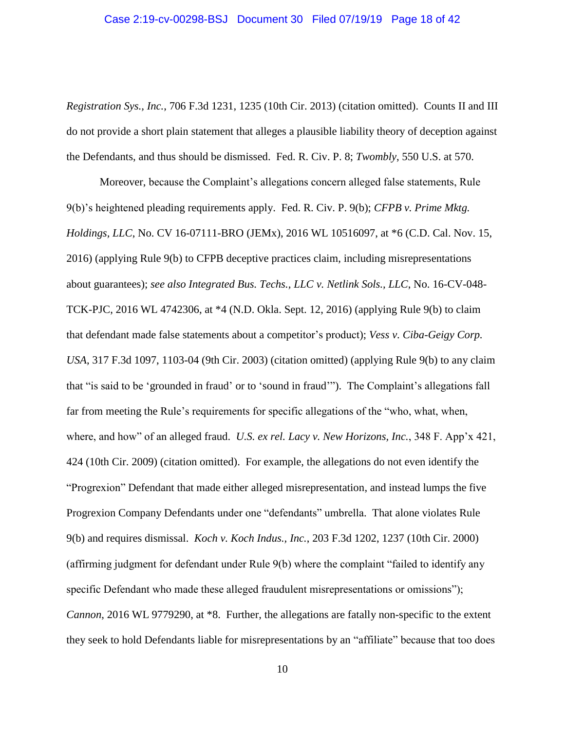*Registration Sys., Inc.*, 706 F.3d 1231, 1235 (10th Cir. 2013) (citation omitted). Counts II and III do not provide a short plain statement that alleges a plausible liability theory of deception against the Defendants, and thus should be dismissed. Fed. R. Civ. P. 8; *Twombly*, 550 U.S. at 570.

Moreover, because the Complaint's allegations concern alleged false statements, Rule 9(b)'s heightened pleading requirements apply. Fed. R. Civ. P. 9(b); *CFPB v. Prime Mktg. Holdings, LLC*, No. CV 16-07111-BRO (JEMx), 2016 WL 10516097, at *6 (C.D. Cal. Nov. 15, 2016) (applying Rule 9(b) to CFPB deceptive practices claim, including misrepresentations about guarantees); *see also Integrated Bus. Techs., LLC v. Netlink Sols., LLC*, No. 16-CV-048-TCK-PJC, 2016 WL 4742306, at *4 (N.D. Okla. Sept. 12, 2016) (applying Rule 9(b) to claim that defendant made false statements about a competitor's product); *Vess v. Ciba-Geigy Corp. USA*, 317 F.3d 1097, 1103-04 (9th Cir. 2003) (citation omitted) (applying Rule 9(b) to any claim that "is said to be 'grounded in fraud' or to 'sound in fraud'"). The Complaint's allegations fall far from meeting the Rule's requirements for specific allegations of the "who, what, when, where, and how" of an alleged fraud. *U.S. ex rel. Lacy v. New Horizons, Inc.*, 348 F. App'x 421, 424 (10th Cir. 2009) (citation omitted). For example, the allegations do not even identify the "Progrexion" Defendant that made either alleged misrepresentation, and instead lumps the five Progrexion Company Defendants under one "defendants" umbrella. That alone violates Rule 9(b) and requires dismissal. *Koch v. Koch Indus., Inc.*, 203 F.3d 1202, 1237 (10th Cir. 2000) (affirming judgment for defendant under Rule 9(b) where the complaint "failed to identify any specific Defendant who made these alleged fraudulent misrepresentations or omissions"); *Cannon*, 2016 WL 9779290, at *8. Further, the allegations are fatally non-specific to the extent they seek to hold Defendants liable for misrepresentations by an "affiliate" because that too does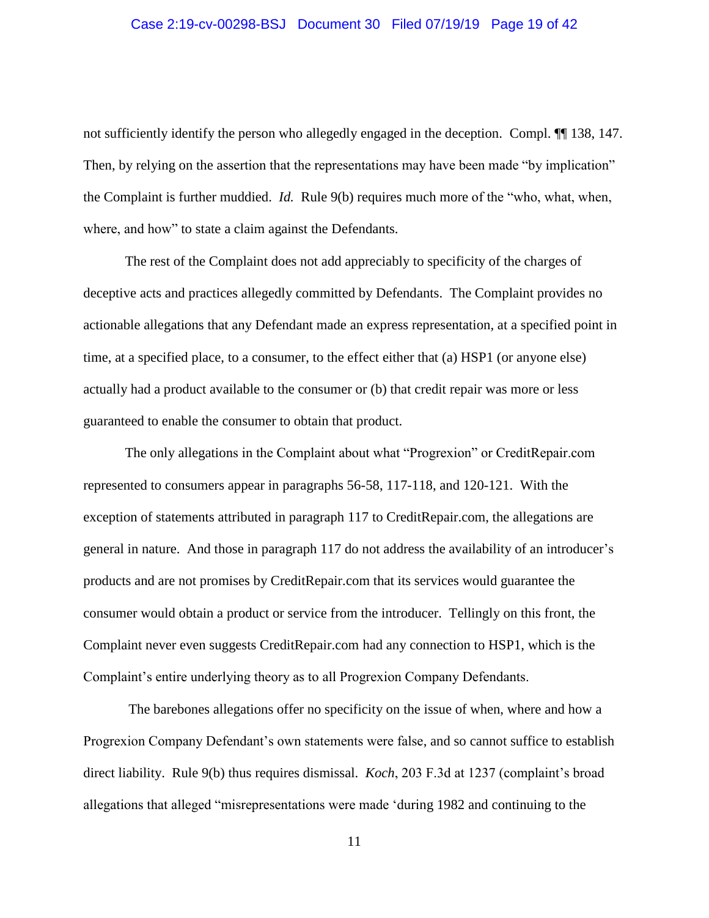not sufficiently identify the person who allegedly engaged in the deception. Compl. ¶¶ 138, 147. Then, by relying on the assertion that the representations may have been made "by implication" the Complaint is further muddied. *Id.* Rule 9(b) requires much more of the "who, what, when, where, and how" to state a claim against the Defendants.

The rest of the Complaint does not add appreciably to specificity of the charges of deceptive acts and practices allegedly committed by Defendants. The Complaint provides no actionable allegations that any Defendant made an express representation, at a specified point in time, at a specified place, to a consumer, to the effect either that (a) HSP1 (or anyone else) actually had a product available to the consumer or (b) that credit repair was more or less guaranteed to enable the consumer to obtain that product.

The only allegations in the Complaint about what "Progrexion" or CreditRepair.com represented to consumers appear in paragraphs 56-58, 117-118, and 120-121. With the exception of statements attributed in paragraph 117 to CreditRepair.com, the allegations are general in nature. And those in paragraph 117 do not address the availability of an introducer's products and are not promises by CreditRepair.com that its services would guarantee the consumer would obtain a product or service from the introducer. Tellingly on this front, the Complaint never even suggests CreditRepair.com had any connection to HSP1, which is the Complaint's entire underlying theory as to all Progrexion Company Defendants.

The barebones allegations offer no specificity on the issue of when, where and how a Progrexion Company Defendant's own statements were false, and so cannot suffice to establish direct liability. Rule 9(b) thus requires dismissal. *Koch*, 203 F.3d at 1237 (complaint's broad allegations that alleged "misrepresentations were made 'during 1982 and continuing to the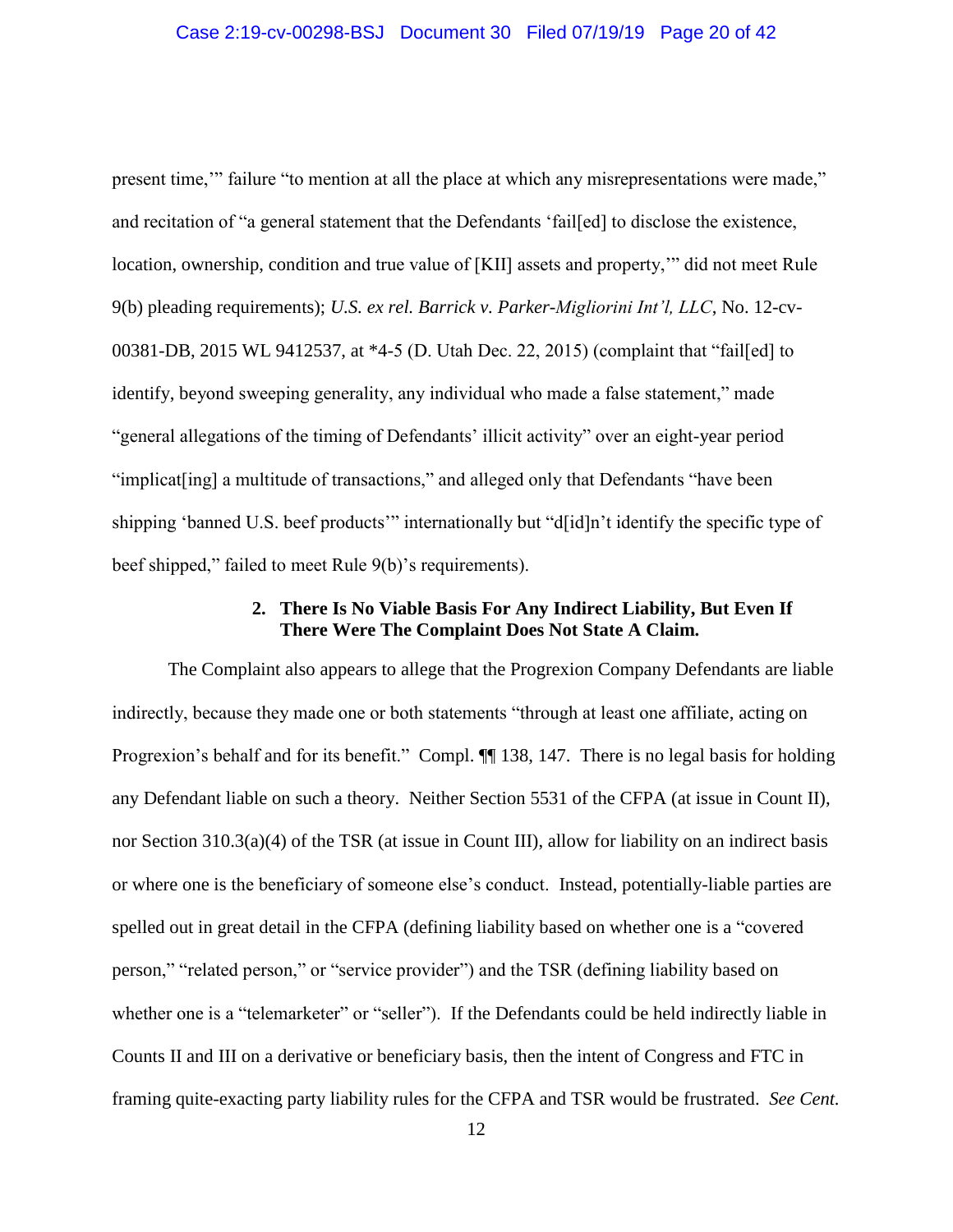present time,'" failure "to mention at all the place at which any misrepresentations were made," and recitation of "a general statement that the Defendants 'fail[ed] to disclose the existence, location, ownership, condition and true value of [KII] assets and property,'" did not meet Rule 9(b) pleading requirements); *U.S. ex rel. Barrick v. Parker-Migliorini Int'l, LLC*, No. 12-cv-00381-DB, 2015 WL 9412537, at *4-5 (D. Utah Dec. 22, 2015) (complaint that "fail[ed] to identify, beyond sweeping generality, any individual who made a false statement," made "general allegations of the timing of Defendants' illicit activity" over an eight-year period "implicat[ing] a multitude of transactions," and alleged only that Defendants "have been shipping 'banned U.S. beef products'" internationally but "d[id]n't identify the specific type of beef shipped," failed to meet Rule 9(b)'s requirements).

### 2. There Is No Viable Basis For Any Indirect Liability, But Even If There Were The Complaint Does Not State A Claim.

The Complaint also appears to allege that the Progrexion Company Defendants are liable indirectly, because they made one or both statements "through at least one affiliate, acting on Progrexion's behalf and for its benefit." Compl. ¶¶ 138, 147. There is no legal basis for holding any Defendant liable on such a theory. Neither Section 5531 of the CFPA (at issue in Count II), nor Section 310.3(a)(4) of the TSR (at issue in Count III), allow for liability on an indirect basis or where one is the beneficiary of someone else's conduct. Instead, potentially-liable parties are spelled out in great detail in the CFPA (defining liability based on whether one is a "covered person," "related person," or "service provider") and the TSR (defining liability based on whether one is a "telemarketer" or "seller"). If the Defendants could be held indirectly liable in Counts II and III on a derivative or beneficiary basis, then the intent of Congress and FTC in framing quite-exacting party liability rules for the CFPA and TSR would be frustrated. *See Cent.*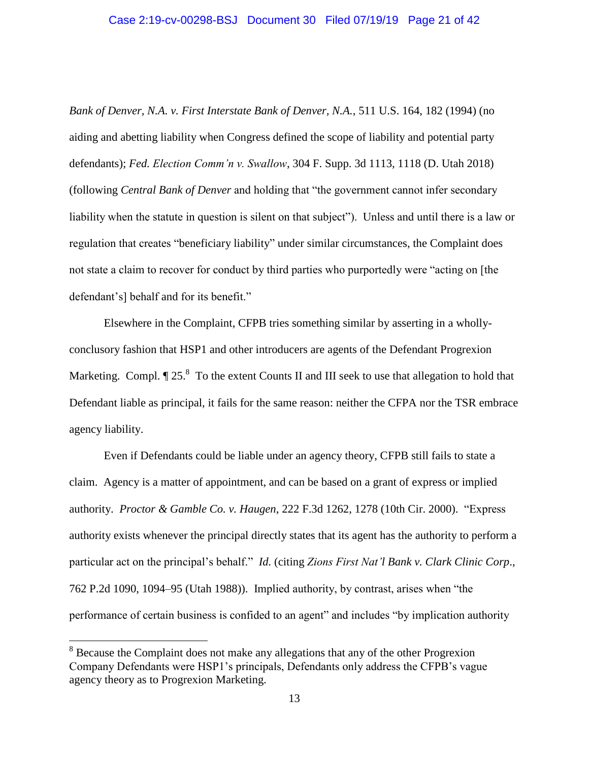*Bank of Denver, N.A. v. First Interstate Bank of Denver, N.A.*, 511 U.S. 164, 182 (1994) (no aiding and abetting liability when Congress defined the scope of liability and potential party defendants); *Fed. Election Comm'n v. Swallow*, 304 F. Supp. 3d 1113, 1118 (D. Utah 2018) (following *Central Bank of Denver* and holding that "the government cannot infer secondary liability when the statute in question is silent on that subject"). Unless and until there is a law or regulation that creates "beneficiary liability" under similar circumstances, the Complaint does not state a claim to recover for conduct by third parties who purportedly were "acting on [the defendant's] behalf and for its benefit."

Elsewhere in the Complaint, CFPB tries something similar by asserting in a wholly-conclusory fashion that HSP1 and other introducers are agents of the Defendant Progrexion Marketing. Compl. ¶ 25.[8] To the extent Counts II and III seek to use that allegation to hold that Defendant liable as principal, it fails for the same reason: neither the CFPA nor the TSR embrace agency liability.

Even if Defendants could be liable under an agency theory, CFPB still fails to state a claim. Agency is a matter of appointment, and can be based on a grant of express or implied authority. *Proctor & Gamble Co. v. Haugen*, 222 F.3d 1262, 1278 (10th Cir. 2000). "Express authority exists whenever the principal directly states that its agent has the authority to perform a particular act on the principal's behalf." *Id.* (citing *Zions First Nat'l Bank v. Clark Clinic Corp*., 762 P.2d 1090, 1094–95 (Utah 1988)). Implied authority, by contrast, arises when "the performance of certain business is confided to an agent" and includes "by implication authority

---

[8] Because the Complaint does not make any allegations that any of the other Progrexion Company Defendants were HSP1's principals, Defendants only address the CFPB's vague agency theory as to Progrexion Marketing.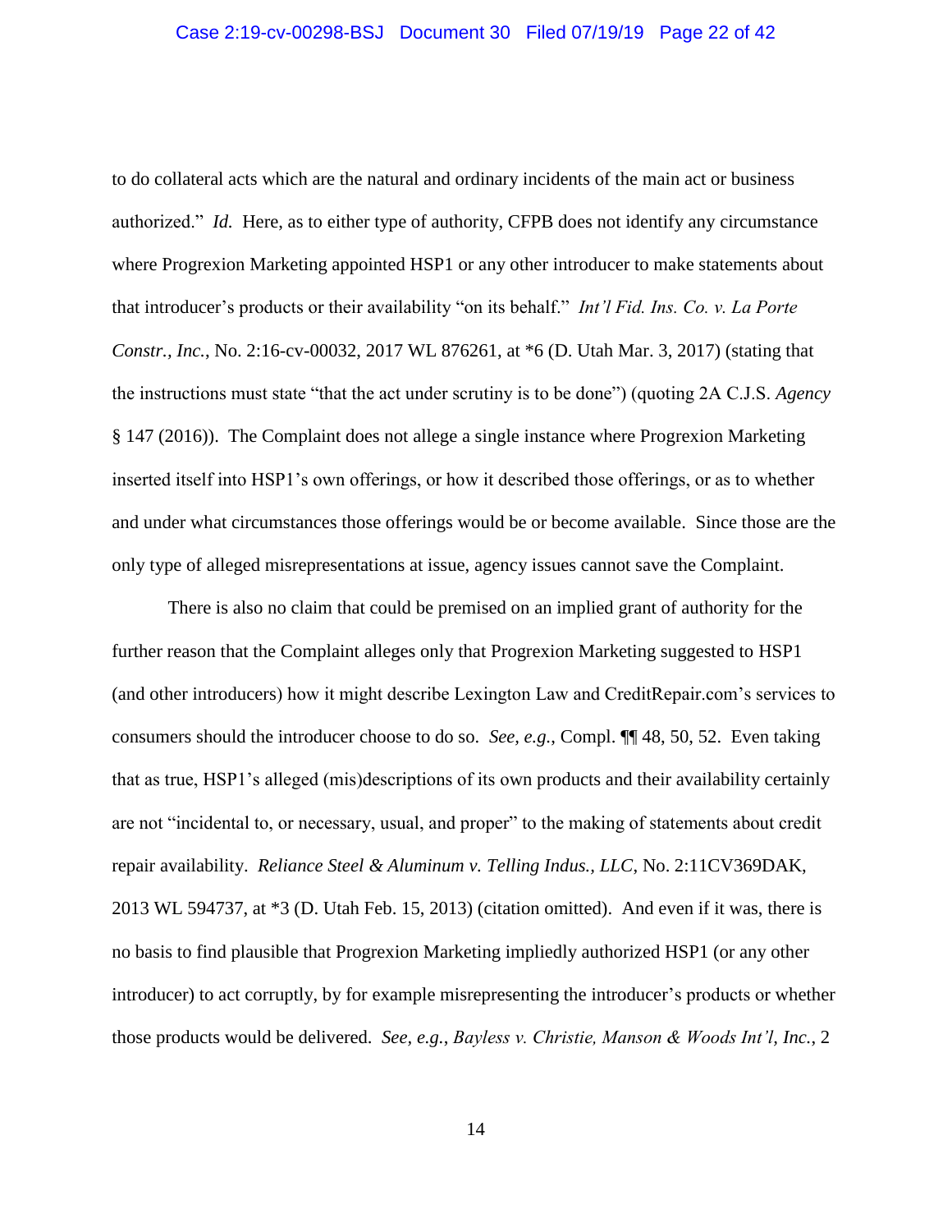to do collateral acts which are the natural and ordinary incidents of the main act or business authorized." *Id.* Here, as to either type of authority, CFPB does not identify any circumstance where Progrexion Marketing appointed HSP1 or any other introducer to make statements about that introducer's products or their availability "on its behalf." *Int'l Fid. Ins. Co. v. La Porte Constr., Inc.*, No. 2:16-cv-00032, 2017 WL 876261, at *6 (D. Utah Mar. 3, 2017) (stating that the instructions must state "that the act under scrutiny is to be done") (quoting 2A C.J.S. *Agency* § 147 (2016)). The Complaint does not allege a single instance where Progrexion Marketing inserted itself into HSP1's own offerings, or how it described those offerings, or as to whether and under what circumstances those offerings would be or become available. Since those are the only type of alleged misrepresentations at issue, agency issues cannot save the Complaint.

There is also no claim that could be premised on an implied grant of authority for the further reason that the Complaint alleges only that Progrexion Marketing suggested to HSP1 (and other introducers) how it might describe Lexington Law and CreditRepair.com's services to consumers should the introducer choose to do so. *See, e.g.*, Compl. ¶¶ 48, 50, 52. Even taking that as true, HSP1's alleged (mis)descriptions of its own products and their availability certainly are not "incidental to, or necessary, usual, and proper" to the making of statements about credit repair availability. *Reliance Steel & Aluminum v. Telling Indus., LLC*, No. 2:11CV369DAK, 2013 WL 594737, at *3 (D. Utah Feb. 15, 2013) (citation omitted). And even if it was, there is no basis to find plausible that Progrexion Marketing impliedly authorized HSP1 (or any other introducer) to act corruptly, by for example misrepresenting the introducer's products or whether those products would be delivered. *See, e.g.*, *Bayless v. Christie, Manson & Woods Int'l, Inc.*, 2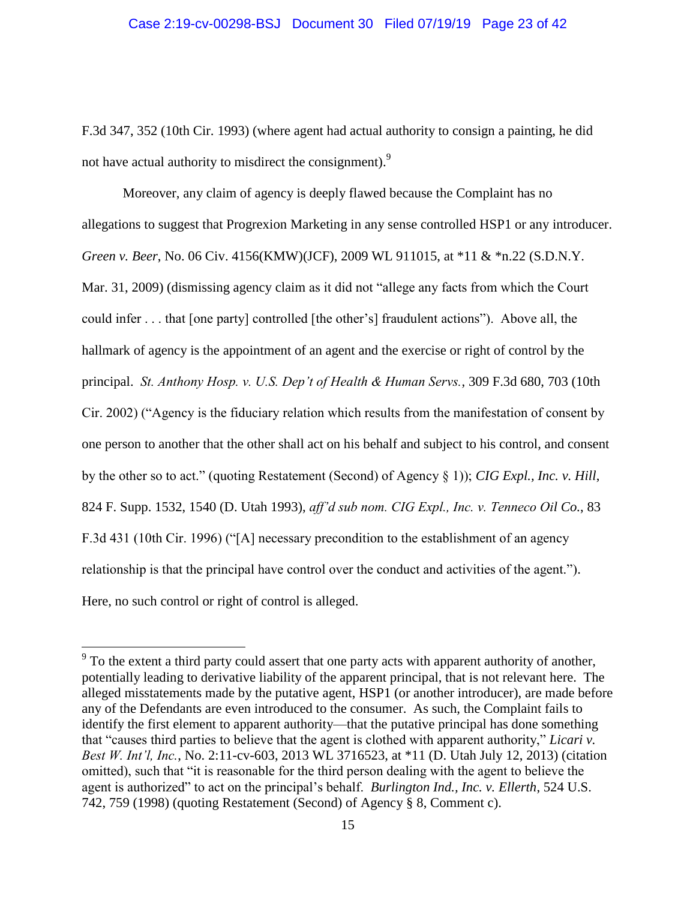F.3d 347, 352 (10th Cir. 1993) (where agent had actual authority to consign a painting, he did not have actual authority to misdirect the consignment).[9]

Moreover, any claim of agency is deeply flawed because the Complaint has no allegations to suggest that Progrexion Marketing in any sense controlled HSP1 or any introducer. *Green v. Beer*, No. 06 Civ. 4156(KMW)(JCF), 2009 WL 911015, at *11 & *n.22 (S.D.N.Y. Mar. 31, 2009) (dismissing agency claim as it did not "allege any facts from which the Court could infer . . . that [one party] controlled [the other's] fraudulent actions"). Above all, the hallmark of agency is the appointment of an agent and the exercise or right of control by the principal. *St. Anthony Hosp. v. U.S. Dep't of Health & Human Servs.*, 309 F.3d 680, 703 (10th Cir. 2002) ("Agency is the fiduciary relation which results from the manifestation of consent by one person to another that the other shall act on his behalf and subject to his control, and consent by the other so to act." (quoting Restatement (Second) of Agency § 1)); *CIG Expl., Inc. v. Hill*, 824 F. Supp. 1532, 1540 (D. Utah 1993), *aff'd sub nom. CIG Expl., Inc. v. Tenneco Oil Co.*, 83 F.3d 431 (10th Cir. 1996) ("[A] necessary precondition to the establishment of an agency relationship is that the principal have control over the conduct and activities of the agent."). Here, no such control or right of control is alleged.

---

[9] To the extent a third party could assert that one party acts with apparent authority of another, potentially leading to derivative liability of the apparent principal, that is not relevant here. The alleged misstatements made by the putative agent, HSP1 (or another introducer), are made before any of the Defendants are even introduced to the consumer. As such, the Complaint fails to identify the first element to apparent authority—that the putative principal has done something that "causes third parties to believe that the agent is clothed with apparent authority," *Licari v. Best W. Int'l, Inc.*, No. 2:11-cv-603, 2013 WL 3716523, at *11 (D. Utah July 12, 2013) (citation omitted), such that "it is reasonable for the third person dealing with the agent to believe the agent is authorized" to act on the principal's behalf. *Burlington Ind., Inc. v. Ellerth*, 524 U.S. 742, 759 (1998) (quoting Restatement (Second) of Agency § 8, Comment c).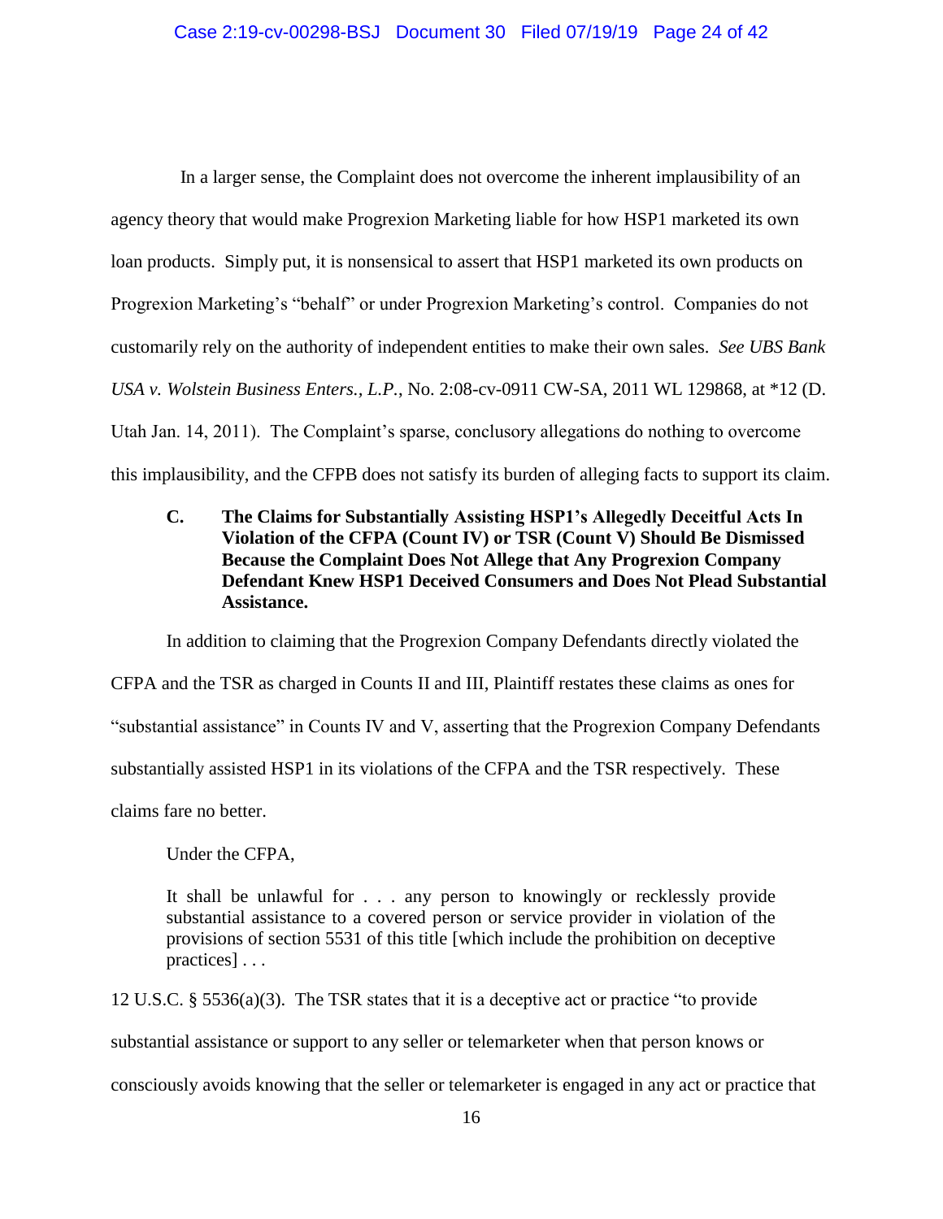In a larger sense, the Complaint does not overcome the inherent implausibility of an agency theory that would make Progrexion Marketing liable for how HSP1 marketed its own loan products. Simply put, it is nonsensical to assert that HSP1 marketed its own products on Progrexion Marketing's "behalf" or under Progrexion Marketing's control. Companies do not customarily rely on the authority of independent entities to make their own sales. *See UBS Bank USA v. Wolstein Business Enters., L.P.*, No. 2:08-cv-0911 CW-SA, 2011 WL 129868, at *12 (D. Utah Jan. 14, 2011). The Complaint's sparse, conclusory allegations do nothing to overcome this implausibility, and the CFPB does not satisfy its burden of alleging facts to support its claim.

### C. The Claims for Substantially Assisting HSP1's Allegedly Deceitful Acts In Violation of the CFPA (Count IV) or TSR (Count V) Should Be Dismissed Because the Complaint Does Not Allege that Any Progrexion Company Defendant Knew HSP1 Deceived Consumers and Does Not Plead Substantial Assistance.

In addition to claiming that the Progrexion Company Defendants directly violated the CFPA and the TSR as charged in Counts II and III, Plaintiff restates these claims as ones for "substantial assistance" in Counts IV and V, asserting that the Progrexion Company Defendants substantially assisted HSP1 in its violations of the CFPA and the TSR respectively. These claims fare no better.

Under the CFPA,

> It shall be unlawful for . . . any person to knowingly or recklessly provide substantial assistance to a covered person or service provider in violation of the provisions of section 5531 of this title [which include the prohibition on deceptive practices] . . .

12 U.S.C. § 5536(a)(3). The TSR states that it is a deceptive act or practice "to provide substantial assistance or support to any seller or telemarketer when that person knows or consciously avoids knowing that the seller or telemarketer is engaged in any act or practice that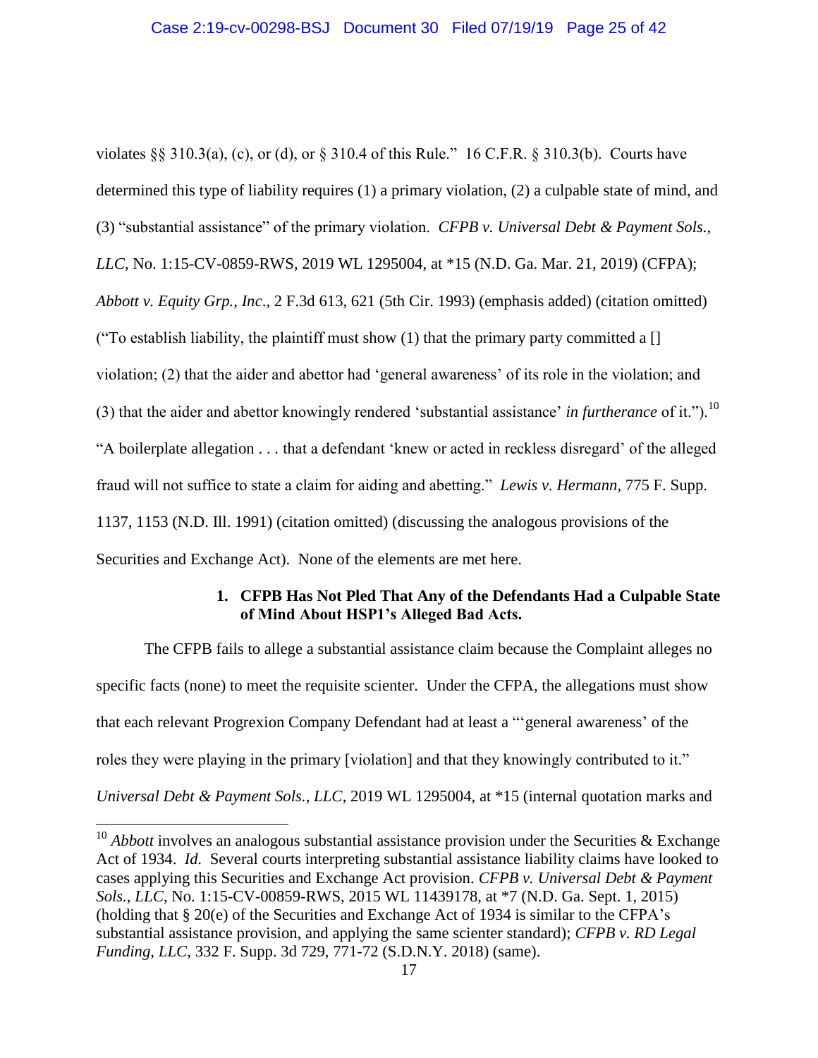violates §§ 310.3(a), (c), or (d), or § 310.4 of this Rule." 16 C.F.R. § 310.3(b). Courts have determined this type of liability requires (1) a primary violation, (2) a culpable state of mind, and (3) "substantial assistance" of the primary violation. *CFPB v. Universal Debt & Payment Sols., LLC*, No. 1:15-CV-0859-RWS, 2019 WL 1295004, at *15 (N.D. Ga. Mar. 21, 2019) (CFPA); *Abbott v. Equity Grp., Inc*., 2 F.3d 613, 621 (5th Cir. 1993) (emphasis added) (citation omitted) ("To establish liability, the plaintiff must show (1) that the primary party committed a [] violation; (2) that the aider and abettor had 'general awareness' of its role in the violation; and (3) that the aider and abettor knowingly rendered 'substantial assistance' *in furtherance* of it.").[10] "A boilerplate allegation . . . that a defendant 'knew or acted in reckless disregard' of the alleged fraud will not suffice to state a claim for aiding and abetting." *Lewis v. Hermann*, 775 F. Supp. 1137, 1153 (N.D. Ill. 1991) (citation omitted) (discussing the analogous provisions of the Securities and Exchange Act). None of the elements are met here.

**1. CFPB Has Not Pled That Any of the Defendants Had a Culpable State of Mind About HSP1's Alleged Bad Acts.**

The CFPB fails to allege a substantial assistance claim because the Complaint alleges no specific facts (none) to meet the requisite scienter. Under the CFPA, the allegations must show that each relevant Progrexion Company Defendant had at least a "'general awareness' of the roles they were playing in the primary [violation] and that they knowingly contributed to it." *Universal Debt & Payment Sols., LLC*, 2019 WL 1295004, at *15 (internal quotation marks and

[10] *Abbott* involves an analogous substantial assistance provision under the Securities & Exchange Act of 1934. *Id.* Several courts interpreting substantial assistance liability claims have looked to cases applying this Securities and Exchange Act provision. *CFPB v. Universal Debt & Payment Sols., LLC*, No. 1:15-CV-00859-RWS, 2015 WL 11439178, at *7 (N.D. Ga. Sept. 1, 2015) (holding that § 20(e) of the Securities and Exchange Act of 1934 is similar to the CFPA's substantial assistance provision, and applying the same scienter standard); *CFPB v. RD Legal Funding, LLC*, 332 F. Supp. 3d 729, 771-72 (S.D.N.Y. 2018) (same).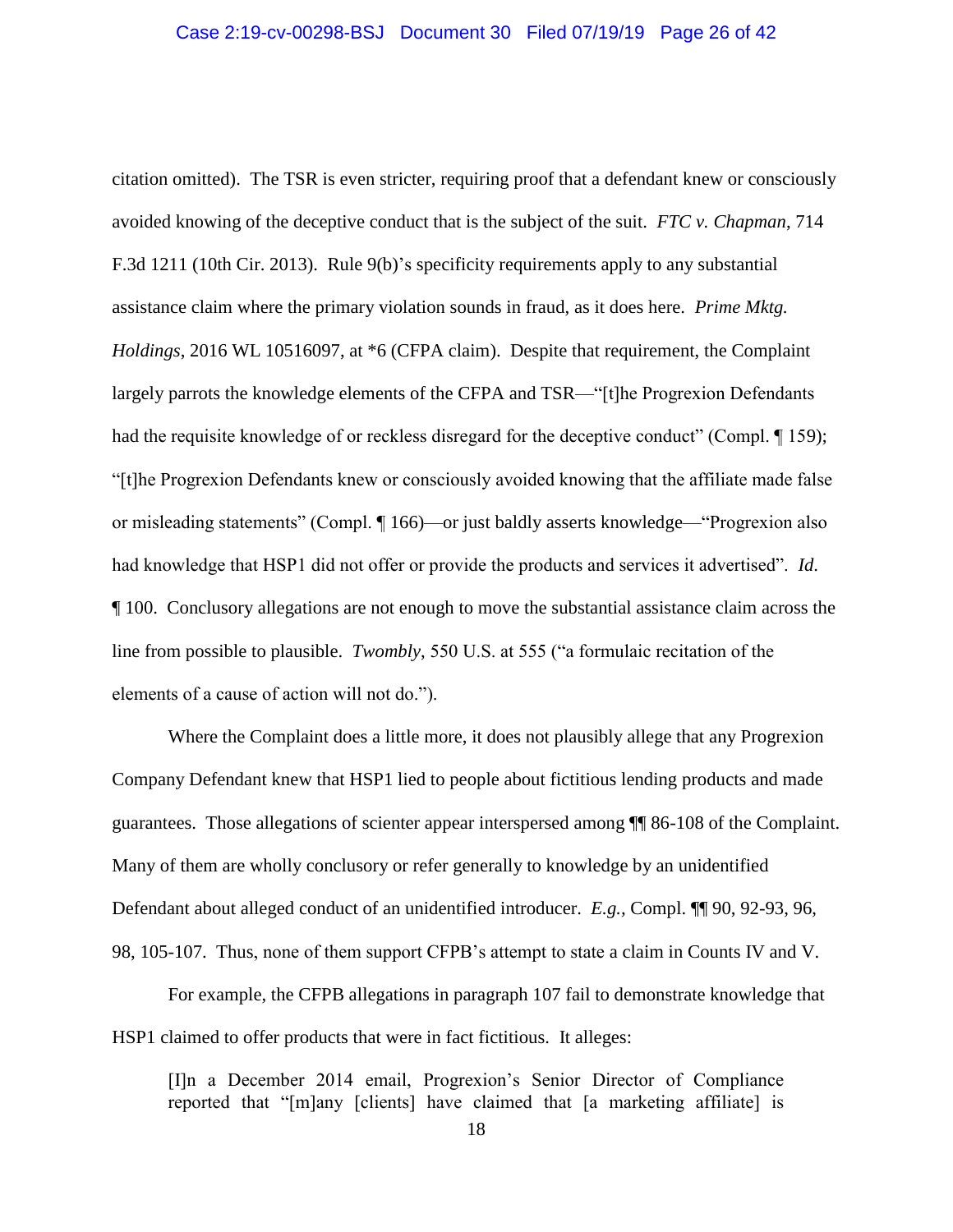citation omitted). The TSR is even stricter, requiring proof that a defendant knew or consciously avoided knowing of the deceptive conduct that is the subject of the suit. *FTC v. Chapman*, 714 F.3d 1211 (10th Cir. 2013). Rule 9(b)'s specificity requirements apply to any substantial assistance claim where the primary violation sounds in fraud, as it does here. *Prime Mktg. Holdings*, 2016 WL 10516097, at *6 (CFPA claim). Despite that requirement, the Complaint largely parrots the knowledge elements of the CFPA and TSR—"[t]he Progrexion Defendants had the requisite knowledge of or reckless disregard for the deceptive conduct" (Compl. ¶ 159); "[t]he Progrexion Defendants knew or consciously avoided knowing that the affiliate made false or misleading statements" (Compl. ¶ 166)—or just baldly asserts knowledge—"Progrexion also had knowledge that HSP1 did not offer or provide the products and services it advertised". *Id.* ¶ 100. Conclusory allegations are not enough to move the substantial assistance claim across the line from possible to plausible. *Twombly*, 550 U.S. at 555 ("a formulaic recitation of the elements of a cause of action will not do.").

Where the Complaint does a little more, it does not plausibly allege that any Progrexion Company Defendant knew that HSP1 lied to people about fictitious lending products and made guarantees. Those allegations of scienter appear interspersed among ¶¶ 86-108 of the Complaint. Many of them are wholly conclusory or refer generally to knowledge by an unidentified Defendant about alleged conduct of an unidentified introducer. *E.g.,* Compl. ¶¶ 90, 92-93, 96, 98, 105-107. Thus, none of them support CFPB's attempt to state a claim in Counts IV and V.

For example, the CFPB allegations in paragraph 107 fail to demonstrate knowledge that HSP1 claimed to offer products that were in fact fictitious. It alleges:

> [I]n a December 2014 email, Progrexion's Senior Director of Compliance reported that "[m]any [clients] have claimed that [a marketing affiliate] is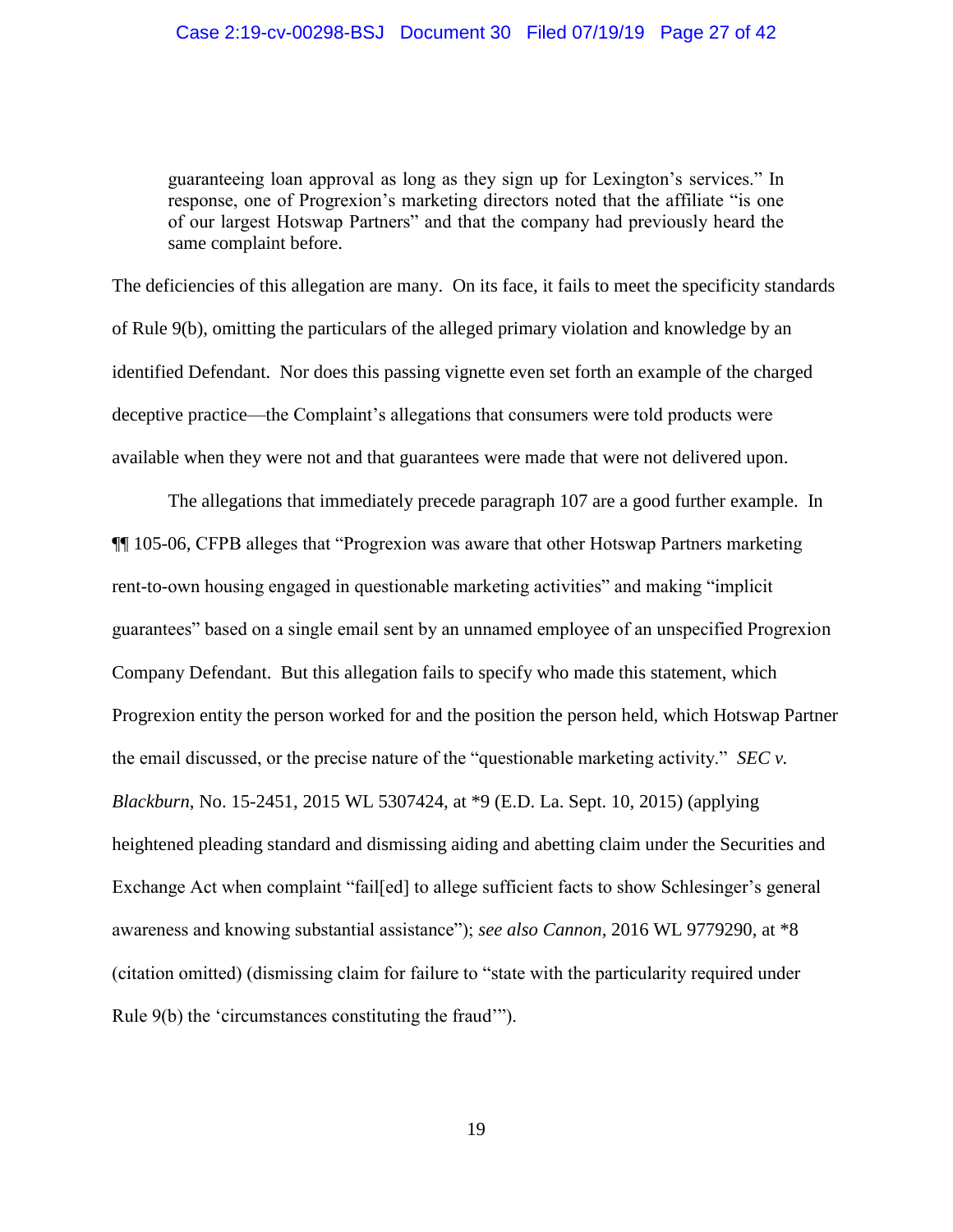> guaranteeing loan approval as long as they sign up for Lexington's services." In response, one of Progrexion's marketing directors noted that the affiliate "is one of our largest Hotswap Partners" and that the company had previously heard the same complaint before.

The deficiencies of this allegation are many. On its face, it fails to meet the specificity standards of Rule 9(b), omitting the particulars of the alleged primary violation and knowledge by an identified Defendant. Nor does this passing vignette even set forth an example of the charged deceptive practice—the Complaint's allegations that consumers were told products were available when they were not and that guarantees were made that were not delivered upon.

The allegations that immediately precede paragraph 107 are a good further example. In ¶¶ 105-06, CFPB alleges that "Progrexion was aware that other Hotswap Partners marketing rent-to-own housing engaged in questionable marketing activities" and making "implicit guarantees" based on a single email sent by an unnamed employee of an unspecified Progrexion Company Defendant. But this allegation fails to specify who made this statement, which Progrexion entity the person worked for and the position the person held, which Hotswap Partner the email discussed, or the precise nature of the "questionable marketing activity." *SEC v. Blackburn*, No. 15-2451, 2015 WL 5307424, at *9 (E.D. La. Sept. 10, 2015) (applying heightened pleading standard and dismissing aiding and abetting claim under the Securities and Exchange Act when complaint "fail[ed] to allege sufficient facts to show Schlesinger's general awareness and knowing substantial assistance"); *see also Cannon*, 2016 WL 9779290, at *8 (citation omitted) (dismissing claim for failure to "state with the particularity required under Rule 9(b) the 'circumstances constituting the fraud'").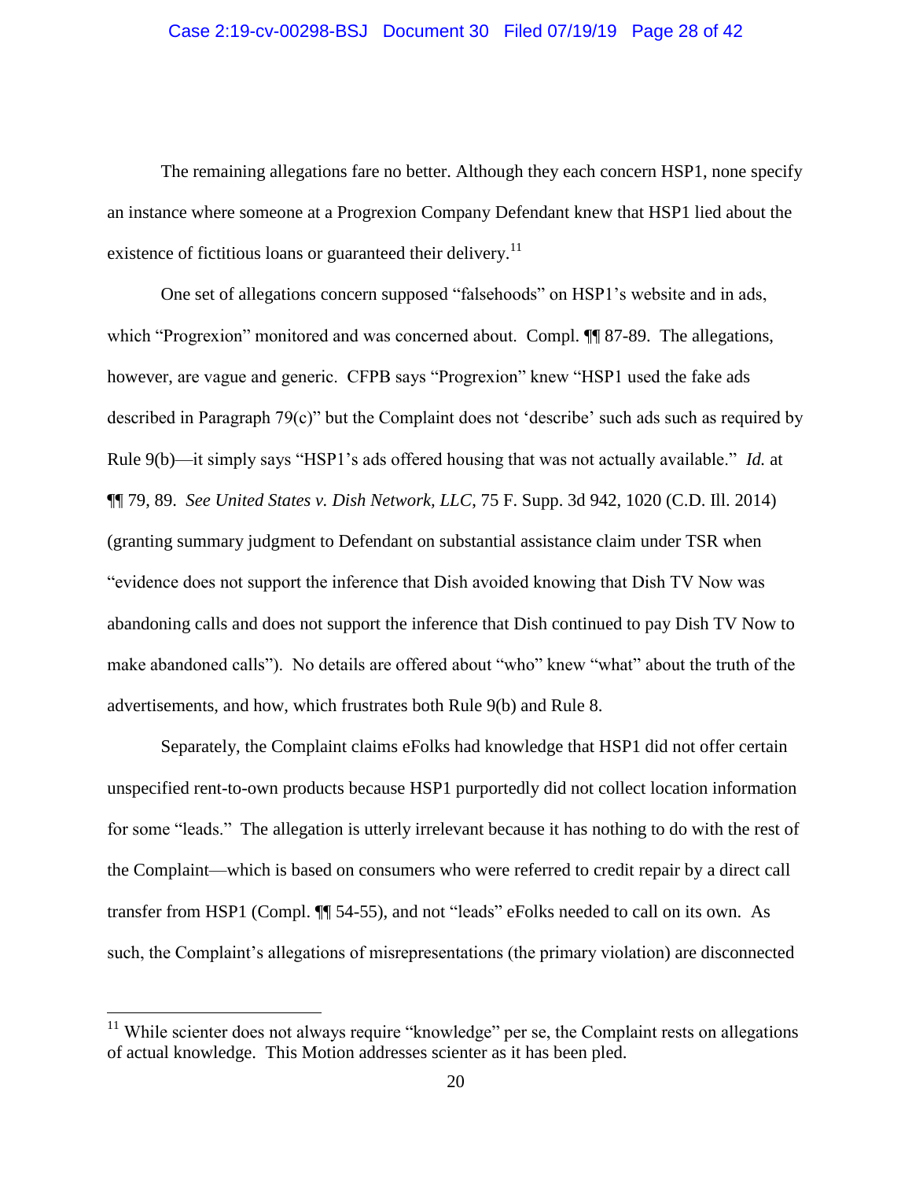The remaining allegations fare no better. Although they each concern HSP1, none specify an instance where someone at a Progrexion Company Defendant knew that HSP1 lied about the existence of fictitious loans or guaranteed their delivery.[11]

One set of allegations concern supposed "falsehoods" on HSP1's website and in ads, which "Progrexion" monitored and was concerned about. Compl. ¶¶ 87-89. The allegations, however, are vague and generic. CFPB says "Progrexion" knew "HSP1 used the fake ads described in Paragraph 79(c)" but the Complaint does not 'describe' such ads such as required by Rule 9(b)—it simply says "HSP1's ads offered housing that was not actually available." *Id.* at ¶¶ 79, 89. *See United States v. Dish Network, LLC*, 75 F. Supp. 3d 942, 1020 (C.D. Ill. 2014) (granting summary judgment to Defendant on substantial assistance claim under TSR when "evidence does not support the inference that Dish avoided knowing that Dish TV Now was abandoning calls and does not support the inference that Dish continued to pay Dish TV Now to make abandoned calls"). No details are offered about "who" knew "what" about the truth of the advertisements, and how, which frustrates both Rule 9(b) and Rule 8.

Separately, the Complaint claims eFolks had knowledge that HSP1 did not offer certain unspecified rent-to-own products because HSP1 purportedly did not collect location information for some "leads." The allegation is utterly irrelevant because it has nothing to do with the rest of the Complaint—which is based on consumers who were referred to credit repair by a direct call transfer from HSP1 (Compl. ¶¶ 54-55), and not "leads" eFolks needed to call on its own. As such, the Complaint's allegations of misrepresentations (the primary violation) are disconnected

---

[11] While scienter does not always require "knowledge" per se, the Complaint rests on allegations of actual knowledge. This Motion addresses scienter as it has been pled.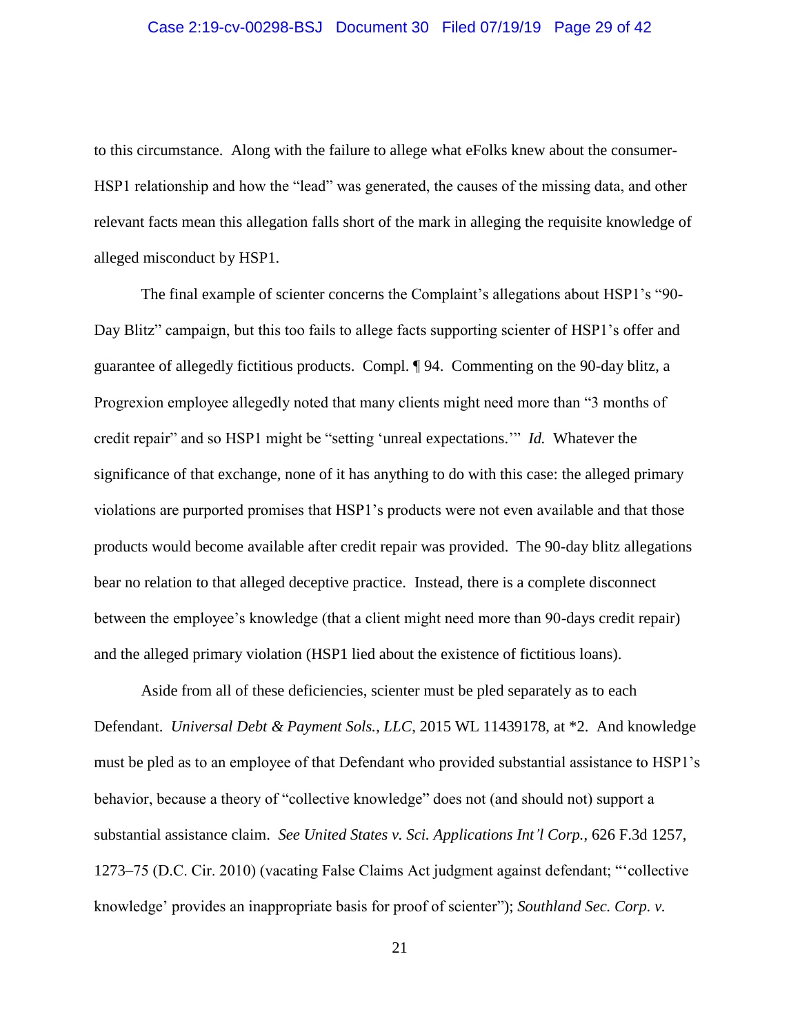to this circumstance. Along with the failure to allege what eFolks knew about the consumer-HSP1 relationship and how the "lead" was generated, the causes of the missing data, and other relevant facts mean this allegation falls short of the mark in alleging the requisite knowledge of alleged misconduct by HSP1.

The final example of scienter concerns the Complaint's allegations about HSP1's "90-Day Blitz" campaign, but this too fails to allege facts supporting scienter of HSP1's offer and guarantee of allegedly fictitious products. Compl. ¶ 94. Commenting on the 90-day blitz, a Progrexion employee allegedly noted that many clients might need more than "3 months of credit repair" and so HSP1 might be "setting 'unreal expectations.'" *Id.* Whatever the significance of that exchange, none of it has anything to do with this case: the alleged primary violations are purported promises that HSP1's products were not even available and that those products would become available after credit repair was provided. The 90-day blitz allegations bear no relation to that alleged deceptive practice. Instead, there is a complete disconnect between the employee's knowledge (that a client might need more than 90-days credit repair) and the alleged primary violation (HSP1 lied about the existence of fictitious loans).

Aside from all of these deficiencies, scienter must be pled separately as to each Defendant. *Universal Debt & Payment Sols., LLC*, 2015 WL 11439178, at *2. And knowledge must be pled as to an employee of that Defendant who provided substantial assistance to HSP1's behavior, because a theory of "collective knowledge" does not (and should not) support a substantial assistance claim. *See United States v. Sci. Applications Int'l Corp.*, 626 F.3d 1257, 1273–75 (D.C. Cir. 2010) (vacating False Claims Act judgment against defendant; "'collective knowledge' provides an inappropriate basis for proof of scienter"); *Southland Sec. Corp. v.*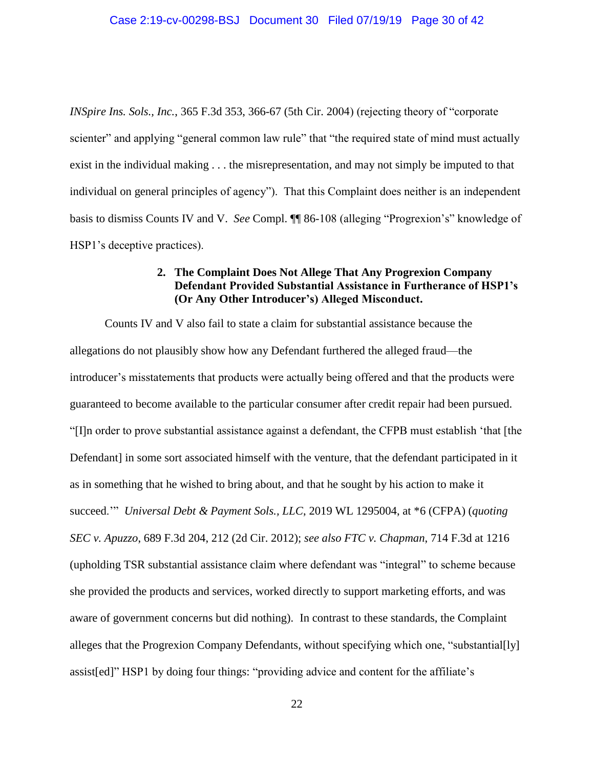*INSpire Ins. Sols., Inc.*, 365 F.3d 353, 366-67 (5th Cir. 2004) (rejecting theory of "corporate scienter" and applying "general common law rule" that "the required state of mind must actually exist in the individual making . . . the misrepresentation, and may not simply be imputed to that individual on general principles of agency"). That this Complaint does neither is an independent basis to dismiss Counts IV and V. *See* Compl. ¶¶ 86-108 (alleging "Progrexion's" knowledge of HSP1's deceptive practices).

**2. The Complaint Does Not Allege That Any Progrexion Company Defendant Provided Substantial Assistance in Furtherance of HSP1's (Or Any Other Introducer's) Alleged Misconduct.**

Counts IV and V also fail to state a claim for substantial assistance because the allegations do not plausibly show how any Defendant furthered the alleged fraud—the introducer's misstatements that products were actually being offered and that the products were guaranteed to become available to the particular consumer after credit repair had been pursued. "[I]n order to prove substantial assistance against a defendant, the CFPB must establish 'that [the Defendant] in some sort associated himself with the venture, that the defendant participated in it as in something that he wished to bring about, and that he sought by his action to make it succeed.'" *Universal Debt & Payment Sols., LLC*, 2019 WL 1295004, at *6 (CFPA) (*quoting SEC v. Apuzzo*, 689 F.3d 204, 212 (2d Cir. 2012); *see also FTC v. Chapman*, 714 F.3d at 1216 (upholding TSR substantial assistance claim where defendant was "integral" to scheme because she provided the products and services, worked directly to support marketing efforts, and was aware of government concerns but did nothing). In contrast to these standards, the Complaint alleges that the Progrexion Company Defendants, without specifying which one, "substantial[ly] assist[ed]" HSP1 by doing four things: "providing advice and content for the affiliate's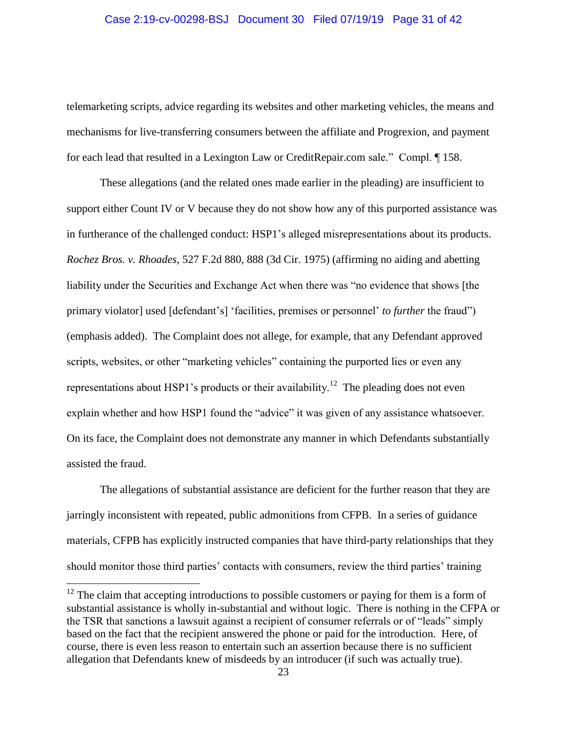telemarketing scripts, advice regarding its websites and other marketing vehicles, the means and mechanisms for live-transferring consumers between the affiliate and Progrexion, and payment for each lead that resulted in a Lexington Law or CreditRepair.com sale." Compl. ¶ 158.

These allegations (and the related ones made earlier in the pleading) are insufficient to support either Count IV or V because they do not show how any of this purported assistance was in furtherance of the challenged conduct: HSP1's alleged misrepresentations about its products. *Rochez Bros. v. Rhoades*, 527 F.2d 880, 888 (3d Cir. 1975) (affirming no aiding and abetting liability under the Securities and Exchange Act when there was "no evidence that shows [the primary violator] used [defendant's] 'facilities, premises or personnel' *to further* the fraud") (emphasis added). The Complaint does not allege, for example, that any Defendant approved scripts, websites, or other "marketing vehicles" containing the purported lies or even any representations about HSP1's products or their availability.[12] The pleading does not even explain whether and how HSP1 found the "advice" it was given of any assistance whatsoever. On its face, the Complaint does not demonstrate any manner in which Defendants substantially assisted the fraud.

The allegations of substantial assistance are deficient for the further reason that they are jarringly inconsistent with repeated, public admonitions from CFPB. In a series of guidance materials, CFPB has explicitly instructed companies that have third-party relationships that they should monitor those third parties' contacts with consumers, review the third parties' training

---

[12] The claim that accepting introductions to possible customers or paying for them is a form of substantial assistance is wholly in-substantial and without logic. There is nothing in the CFPA or the TSR that sanctions a lawsuit against a recipient of consumer referrals or of "leads" simply based on the fact that the recipient answered the phone or paid for the introduction. Here, of course, there is even less reason to entertain such an assertion because there is no sufficient allegation that Defendants knew of misdeeds by an introducer (if such was actually true).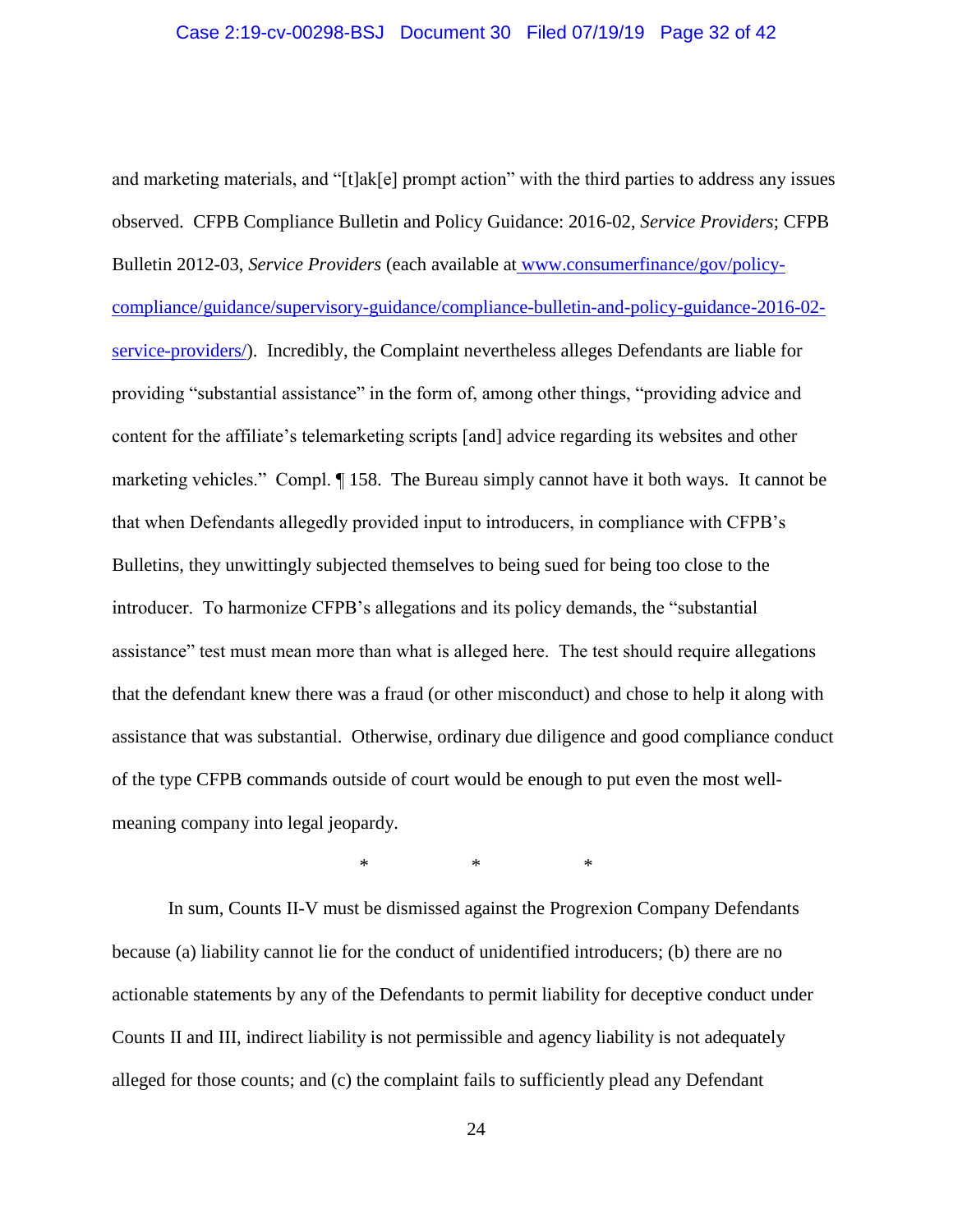and marketing materials, and "[t]ak[e] prompt action" with the third parties to address any issues observed. CFPB Compliance Bulletin and Policy Guidance: 2016-02, *Service Providers*; CFPB Bulletin 2012-03, *Service Providers* (each available at [www.consumerfinance/gov/policy-compliance/guidance/supervisory-guidance/compliance-bulletin-and-policy-guidance-2016-02-service-providers/](www.consumerfinance/gov/policy-compliance/guidance/supervisory-guidance/compliance-bulletin-and-policy-guidance-2016-02-service-providers/)). Incredibly, the Complaint nevertheless alleges Defendants are liable for providing "substantial assistance" in the form of, among other things, "providing advice and content for the affiliate's telemarketing scripts [and] advice regarding its websites and other marketing vehicles." Compl. ¶ 158. The Bureau simply cannot have it both ways. It cannot be that when Defendants allegedly provided input to introducers, in compliance with CFPB's Bulletins, they unwittingly subjected themselves to being sued for being too close to the introducer. To harmonize CFPB's allegations and its policy demands, the "substantial assistance" test must mean more than what is alleged here. The test should require allegations that the defendant knew there was a fraud (or other misconduct) and chose to help it along with assistance that was substantial. Otherwise, ordinary due diligence and good compliance conduct of the type CFPB commands outside of court would be enough to put even the most well-meaning company into legal jeopardy.

\* \* \*

In sum, Counts II-V must be dismissed against the Progrexion Company Defendants because (a) liability cannot lie for the conduct of unidentified introducers; (b) there are no actionable statements by any of the Defendants to permit liability for deceptive conduct under Counts II and III, indirect liability is not permissible and agency liability is not adequately alleged for those counts; and (c) the complaint fails to sufficiently plead any Defendant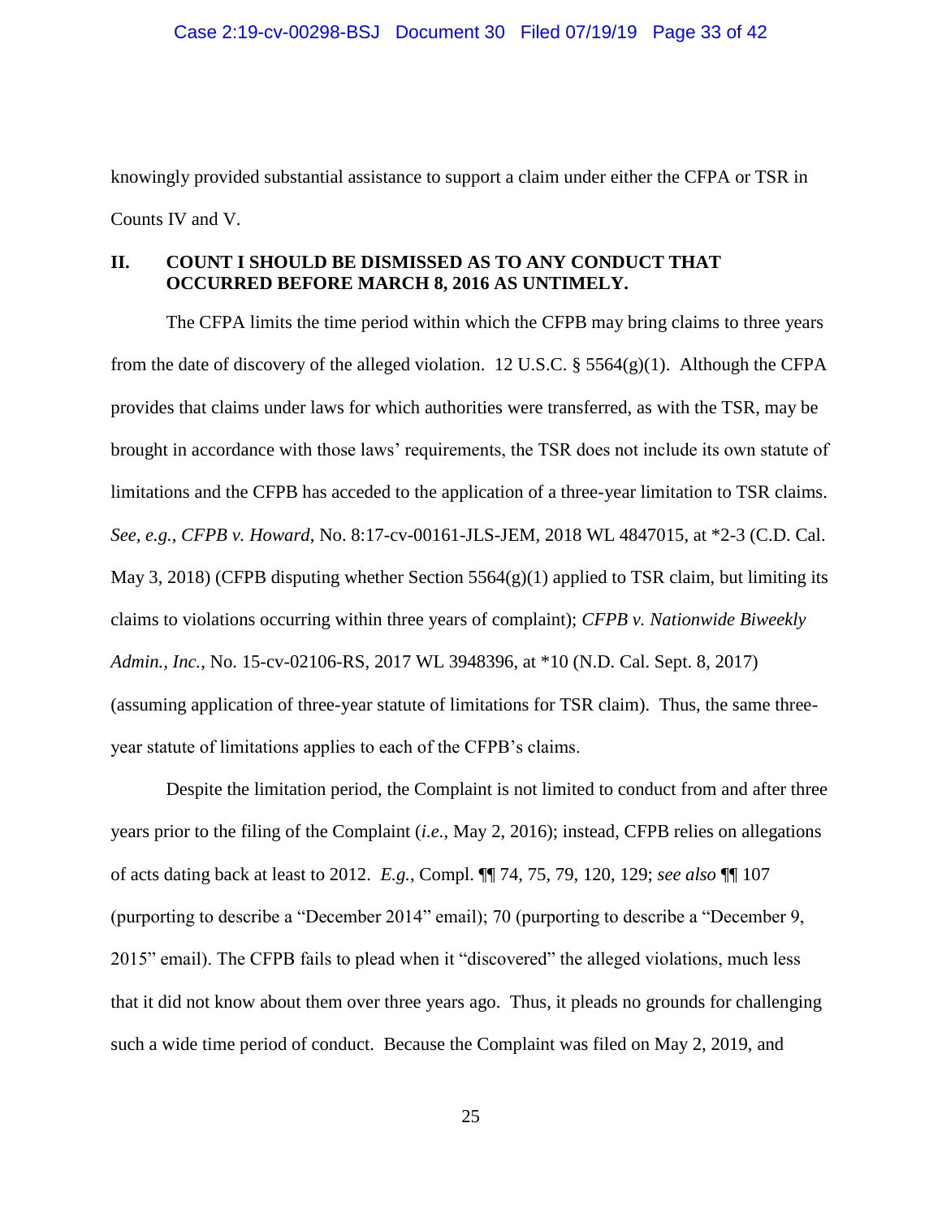knowingly provided substantial assistance to support a claim under either the CFPA or TSR in Counts IV and V.

## II. COUNT I SHOULD BE DISMISSED AS TO ANY CONDUCT THAT OCCURRED BEFORE MARCH 8, 2016 AS UNTIMELY.

The CFPA limits the time period within which the CFPB may bring claims to three years from the date of discovery of the alleged violation. 12 U.S.C. § 5564(g)(1). Although the CFPA provides that claims under laws for which authorities were transferred, as with the TSR, may be brought in accordance with those laws' requirements, the TSR does not include its own statute of limitations and the CFPB has acceded to the application of a three-year limitation to TSR claims. *See, e.g.*, *CFPB v. Howard*, No. 8:17-cv-00161-JLS-JEM, 2018 WL 4847015, at *2-3 (C.D. Cal. May 3, 2018) (CFPB disputing whether Section 5564(g)(1) applied to TSR claim, but limiting its claims to violations occurring within three years of complaint); *CFPB v. Nationwide Biweekly Admin., Inc.*, No. 15-cv-02106-RS, 2017 WL 3948396, at *10 (N.D. Cal. Sept. 8, 2017) (assuming application of three-year statute of limitations for TSR claim). Thus, the same three-year statute of limitations applies to each of the CFPB's claims.

Despite the limitation period, the Complaint is not limited to conduct from and after three years prior to the filing of the Complaint (*i.e.*, May 2, 2016); instead, CFPB relies on allegations of acts dating back at least to 2012. *E.g.*, Compl. ¶¶ 74, 75, 79, 120, 129; *see also* ¶¶ 107 (purporting to describe a "December 2014" email); 70 (purporting to describe a "December 9, 2015" email). The CFPB fails to plead when it "discovered" the alleged violations, much less that it did not know about them over three years ago. Thus, it pleads no grounds for challenging such a wide time period of conduct. Because the Complaint was filed on May 2, 2019, and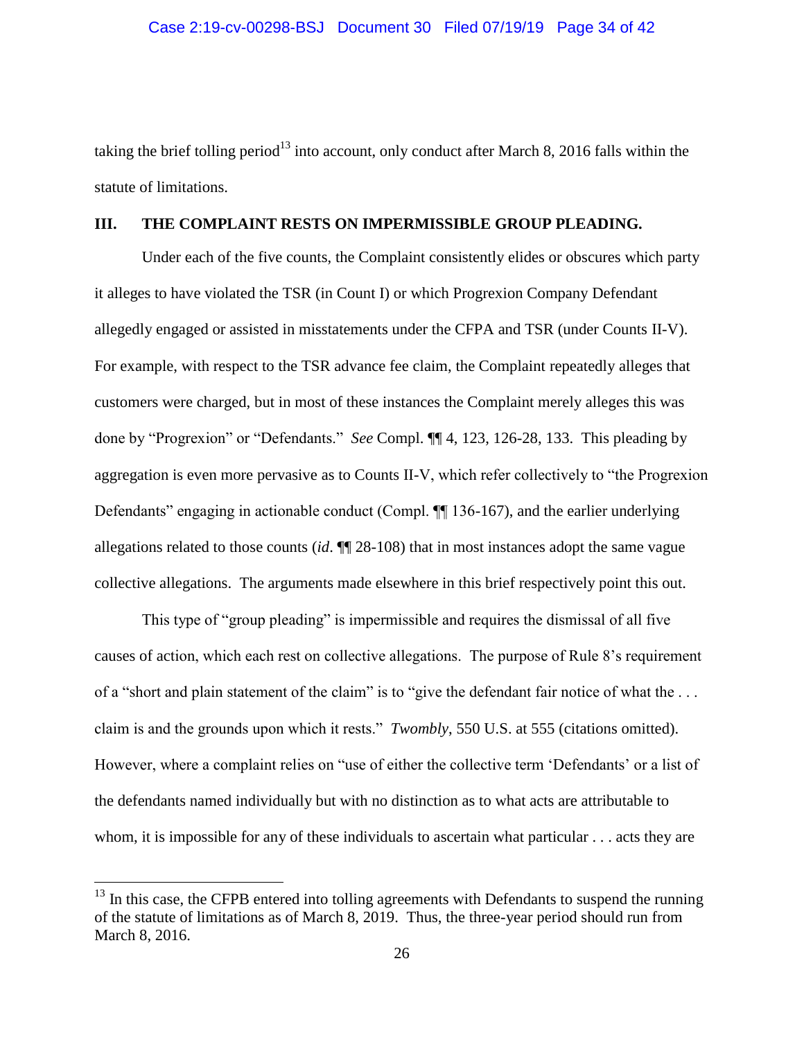taking the brief tolling period[13] into account, only conduct after March 8, 2016 falls within the statute of limitations.

## III. THE COMPLAINT RESTS ON IMPERMISSIBLE GROUP PLEADING.

Under each of the five counts, the Complaint consistently elides or obscures which party it alleges to have violated the TSR (in Count I) or which Progrexion Company Defendant allegedly engaged or assisted in misstatements under the CFPA and TSR (under Counts II-V). For example, with respect to the TSR advance fee claim, the Complaint repeatedly alleges that customers were charged, but in most of these instances the Complaint merely alleges this was done by "Progrexion" or "Defendants." *See* Compl. ¶¶ 4, 123, 126-28, 133. This pleading by aggregation is even more pervasive as to Counts II-V, which refer collectively to "the Progrexion Defendants" engaging in actionable conduct (Compl. ¶¶ 136-167), and the earlier underlying allegations related to those counts (*id*. ¶¶ 28-108) that in most instances adopt the same vague collective allegations. The arguments made elsewhere in this brief respectively point this out.

This type of "group pleading" is impermissible and requires the dismissal of all five causes of action, which each rest on collective allegations. The purpose of Rule 8's requirement of a "short and plain statement of the claim" is to "give the defendant fair notice of what the . . . claim is and the grounds upon which it rests." *Twombly*, 550 U.S. at 555 (citations omitted). However, where a complaint relies on "use of either the collective term 'Defendants' or a list of the defendants named individually but with no distinction as to what acts are attributable to whom, it is impossible for any of these individuals to ascertain what particular . . . acts they are

---

[13] In this case, the CFPB entered into tolling agreements with Defendants to suspend the running of the statute of limitations as of March 8, 2019. Thus, the three-year period should run from March 8, 2016.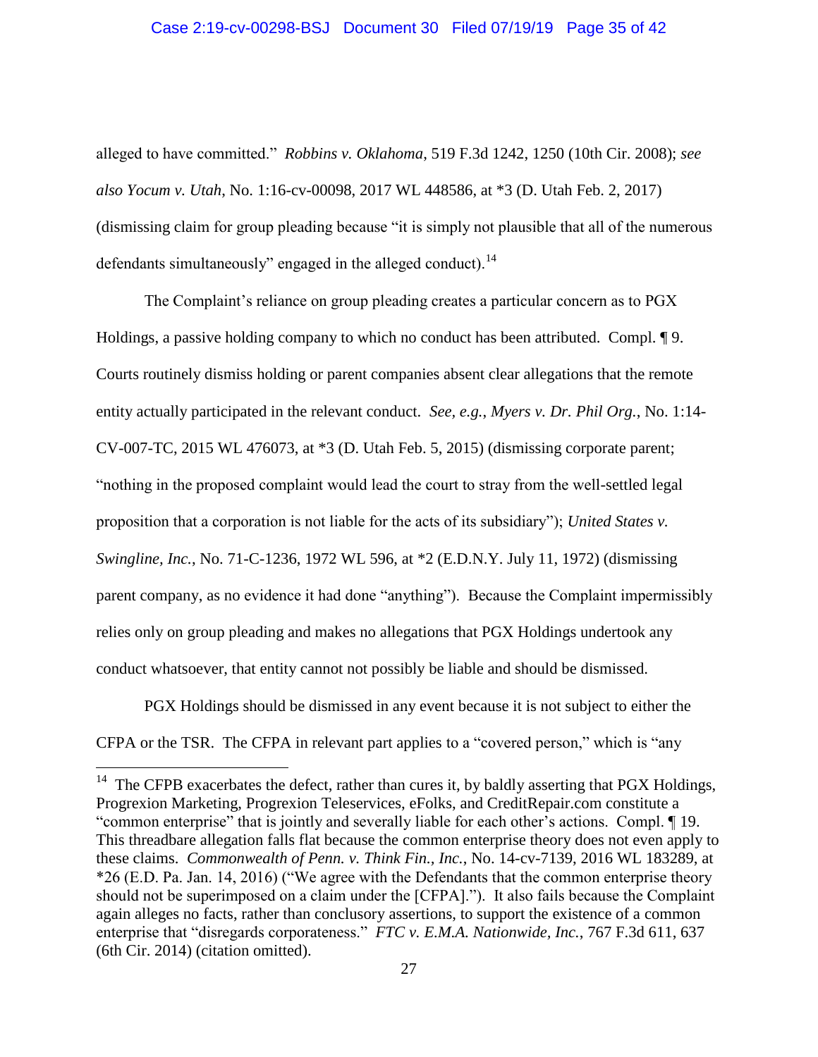alleged to have committed." *Robbins v. Oklahoma*, 519 F.3d 1242, 1250 (10th Cir. 2008); *see also Yocum v. Utah*, No. 1:16-cv-00098, 2017 WL 448586, at *3 (D. Utah Feb. 2, 2017) (dismissing claim for group pleading because "it is simply not plausible that all of the numerous defendants simultaneously" engaged in the alleged conduct).[14]

The Complaint's reliance on group pleading creates a particular concern as to PGX Holdings, a passive holding company to which no conduct has been attributed. Compl. ¶ 9. Courts routinely dismiss holding or parent companies absent clear allegations that the remote entity actually participated in the relevant conduct. *See, e.g.*, *Myers v. Dr. Phil Org.*, No. 1:14-CV-007-TC, 2015 WL 476073, at *3 (D. Utah Feb. 5, 2015) (dismissing corporate parent; "nothing in the proposed complaint would lead the court to stray from the well-settled legal proposition that a corporation is not liable for the acts of its subsidiary"); *United States v. Swingline, Inc.*, No. 71-C-1236, 1972 WL 596, at *2 (E.D.N.Y. July 11, 1972) (dismissing parent company, as no evidence it had done "anything"). Because the Complaint impermissibly relies only on group pleading and makes no allegations that PGX Holdings undertook any conduct whatsoever, that entity cannot not possibly be liable and should be dismissed.

PGX Holdings should be dismissed in any event because it is not subject to either the CFPA or the TSR. The CFPA in relevant part applies to a "covered person," which is "any

---

[14] The CFPB exacerbates the defect, rather than cures it, by baldly asserting that PGX Holdings, Progrexion Marketing, Progrexion Teleservices, eFolks, and CreditRepair.com constitute a "common enterprise" that is jointly and severally liable for each other's actions. Compl. ¶ 19. This threadbare allegation falls flat because the common enterprise theory does not even apply to these claims. *Commonwealth of Penn. v. Think Fin., Inc.*, No. 14-cv-7139, 2016 WL 183289, at *26 (E.D. Pa. Jan. 14, 2016) ("We agree with the Defendants that the common enterprise theory should not be superimposed on a claim under the [CFPA]."). It also fails because the Complaint again alleges no facts, rather than conclusory assertions, to support the existence of a common enterprise that "disregards corporateness." *FTC v. E.M.A. Nationwide, Inc.*, 767 F.3d 611, 637 (6th Cir. 2014) (citation omitted).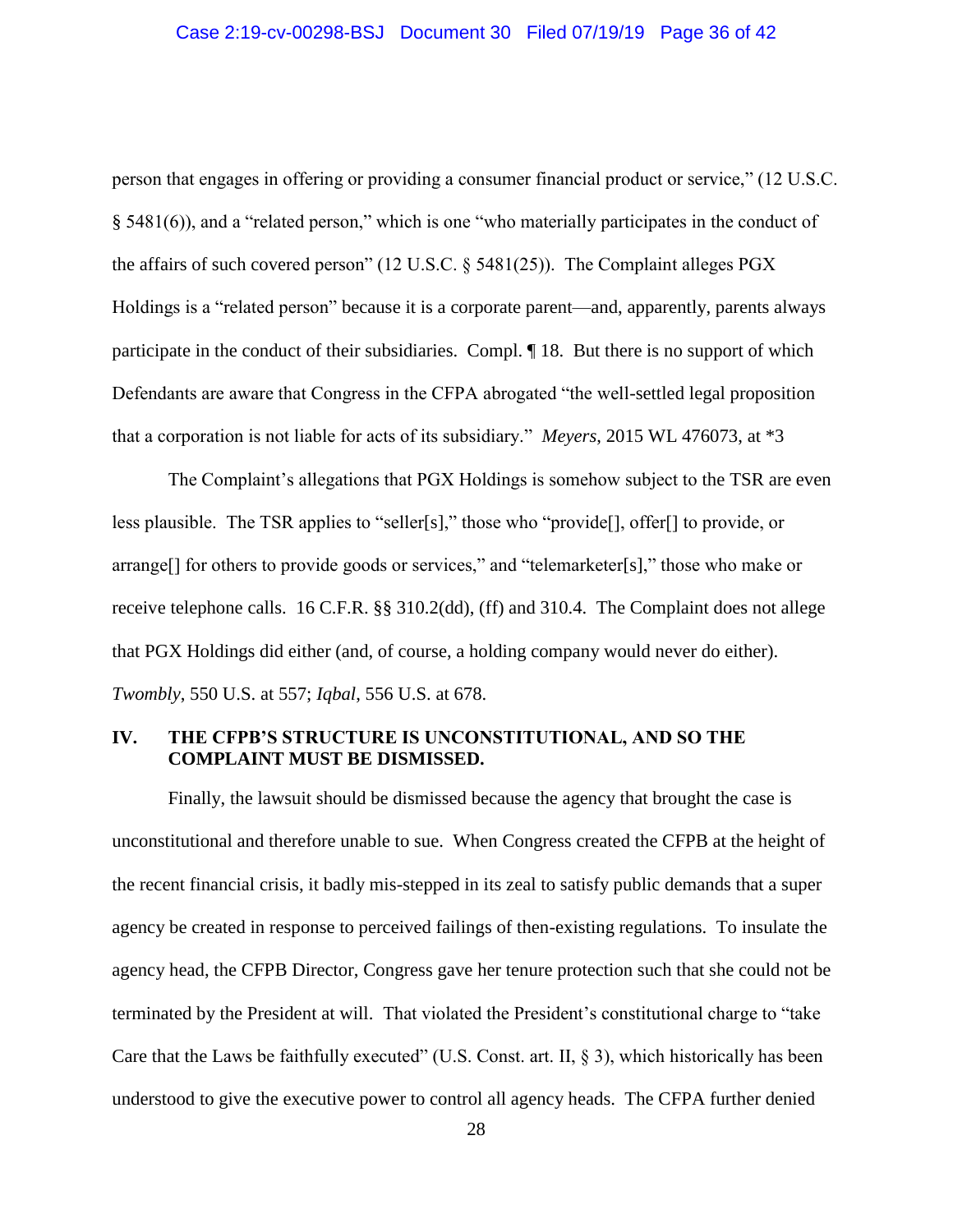person that engages in offering or providing a consumer financial product or service," (12 U.S.C. § 5481(6)), and a "related person," which is one "who materially participates in the conduct of the affairs of such covered person" (12 U.S.C. § 5481(25)). The Complaint alleges PGX Holdings is a "related person" because it is a corporate parent—and, apparently, parents always participate in the conduct of their subsidiaries. Compl. ¶ 18. But there is no support of which Defendants are aware that Congress in the CFPA abrogated "the well-settled legal proposition that a corporation is not liable for acts of its subsidiary." *Meyers*, 2015 WL 476073, at *3

The Complaint's allegations that PGX Holdings is somehow subject to the TSR are even less plausible. The TSR applies to "seller[s]," those who "provide[], offer[] to provide, or arrange[] for others to provide goods or services," and "telemarketer[s]," those who make or receive telephone calls. 16 C.F.R. §§ 310.2(dd), (ff) and 310.4. The Complaint does not allege that PGX Holdings did either (and, of course, a holding company would never do either). *Twombly*, 550 U.S. at 557; *Iqbal*, 556 U.S. at 678.

## IV. THE CFPB'S STRUCTURE IS UNCONSTITUTIONAL, AND SO THE COMPLAINT MUST BE DISMISSED.

Finally, the lawsuit should be dismissed because the agency that brought the case is unconstitutional and therefore unable to sue. When Congress created the CFPB at the height of the recent financial crisis, it badly mis-stepped in its zeal to satisfy public demands that a super agency be created in response to perceived failings of then-existing regulations. To insulate the agency head, the CFPB Director, Congress gave her tenure protection such that she could not be terminated by the President at will. That violated the President's constitutional charge to "take Care that the Laws be faithfully executed" (U.S. Const. art. II, § 3), which historically has been understood to give the executive power to control all agency heads. The CFPA further denied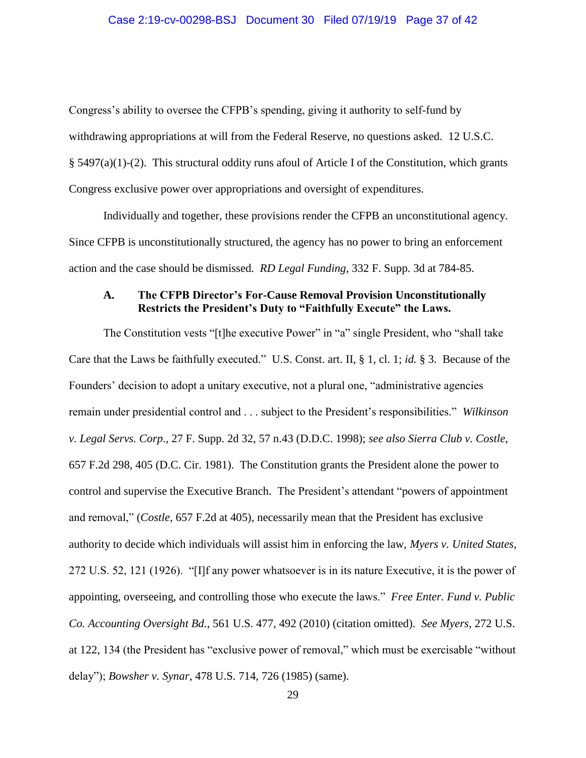Congress's ability to oversee the CFPB's spending, giving it authority to self-fund by withdrawing appropriations at will from the Federal Reserve, no questions asked. 12 U.S.C. § 5497(a)(1)-(2). This structural oddity runs afoul of Article I of the Constitution, which grants Congress exclusive power over appropriations and oversight of expenditures.

Individually and together, these provisions render the CFPB an unconstitutional agency. Since CFPB is unconstitutionally structured, the agency has no power to bring an enforcement action and the case should be dismissed. *RD Legal Funding*, 332 F. Supp. 3d at 784-85.

### A. The CFPB Director's For-Cause Removal Provision Unconstitutionally Restricts the President's Duty to "Faithfully Execute" the Laws.

The Constitution vests "[t]he executive Power" in "a" single President, who "shall take Care that the Laws be faithfully executed." U.S. Const. art. II, § 1, cl. 1; *id.* § 3. Because of the Founders' decision to adopt a unitary executive, not a plural one, "administrative agencies remain under presidential control and . . . subject to the President's responsibilities." *Wilkinson v. Legal Servs. Corp*., 27 F. Supp. 2d 32, 57 n.43 (D.D.C. 1998); *see also Sierra Club v. Costle*, 657 F.2d 298, 405 (D.C. Cir. 1981). The Constitution grants the President alone the power to control and supervise the Executive Branch. The President's attendant "powers of appointment and removal," (*Costle*, 657 F.2d at 405), necessarily mean that the President has exclusive authority to decide which individuals will assist him in enforcing the law, *Myers v. United States*, 272 U.S. 52, 121 (1926). "[I]f any power whatsoever is in its nature Executive, it is the power of appointing, overseeing, and controlling those who execute the laws." *Free Enter. Fund v. Public Co. Accounting Oversight Bd.*, 561 U.S. 477, 492 (2010) (citation omitted). *See Myers*, 272 U.S. at 122, 134 (the President has "exclusive power of removal," which must be exercisable "without delay"); *Bowsher v. Synar*, 478 U.S. 714, 726 (1985) (same).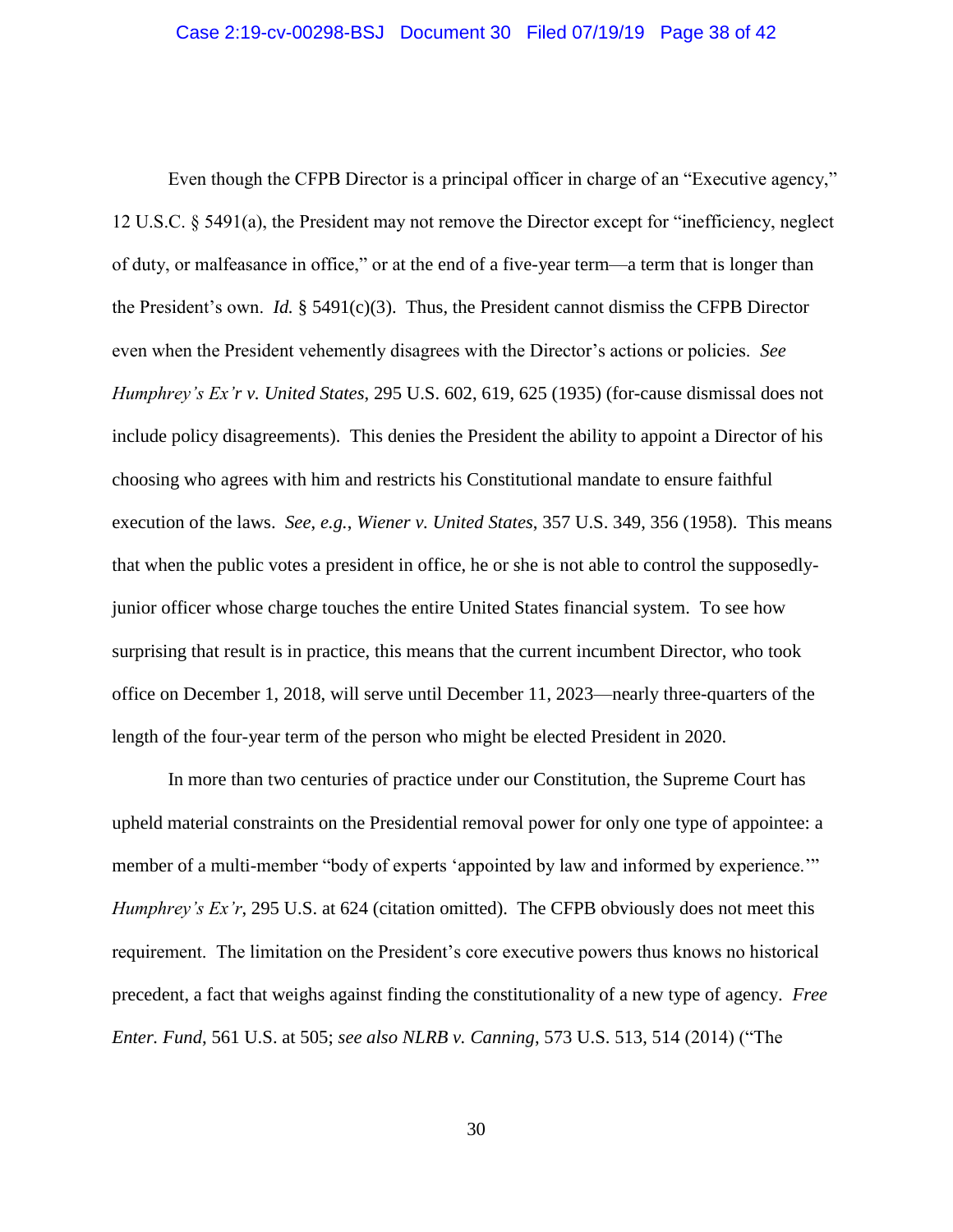Even though the CFPB Director is a principal officer in charge of an "Executive agency," 12 U.S.C. § 5491(a), the President may not remove the Director except for "inefficiency, neglect of duty, or malfeasance in office," or at the end of a five-year term—a term that is longer than the President's own. *Id.* § 5491(c)(3). Thus, the President cannot dismiss the CFPB Director even when the President vehemently disagrees with the Director's actions or policies. *See Humphrey's Ex'r v. United States*, 295 U.S. 602, 619, 625 (1935) (for-cause dismissal does not include policy disagreements). This denies the President the ability to appoint a Director of his choosing who agrees with him and restricts his Constitutional mandate to ensure faithful execution of the laws. *See, e.g.*, *Wiener v. United States*, 357 U.S. 349, 356 (1958). This means that when the public votes a president in office, he or she is not able to control the supposedly-junior officer whose charge touches the entire United States financial system. To see how surprising that result is in practice, this means that the current incumbent Director, who took office on December 1, 2018, will serve until December 11, 2023—nearly three-quarters of the length of the four-year term of the person who might be elected President in 2020.

In more than two centuries of practice under our Constitution, the Supreme Court has upheld material constraints on the Presidential removal power for only one type of appointee: a member of a multi-member "body of experts 'appointed by law and informed by experience.'" *Humphrey's Ex'r*, 295 U.S. at 624 (citation omitted). The CFPB obviously does not meet this requirement. The limitation on the President's core executive powers thus knows no historical precedent, a fact that weighs against finding the constitutionality of a new type of agency. *Free Enter. Fund*, 561 U.S. at 505; *see also NLRB v. Canning*, 573 U.S. 513, 514 (2014) ("The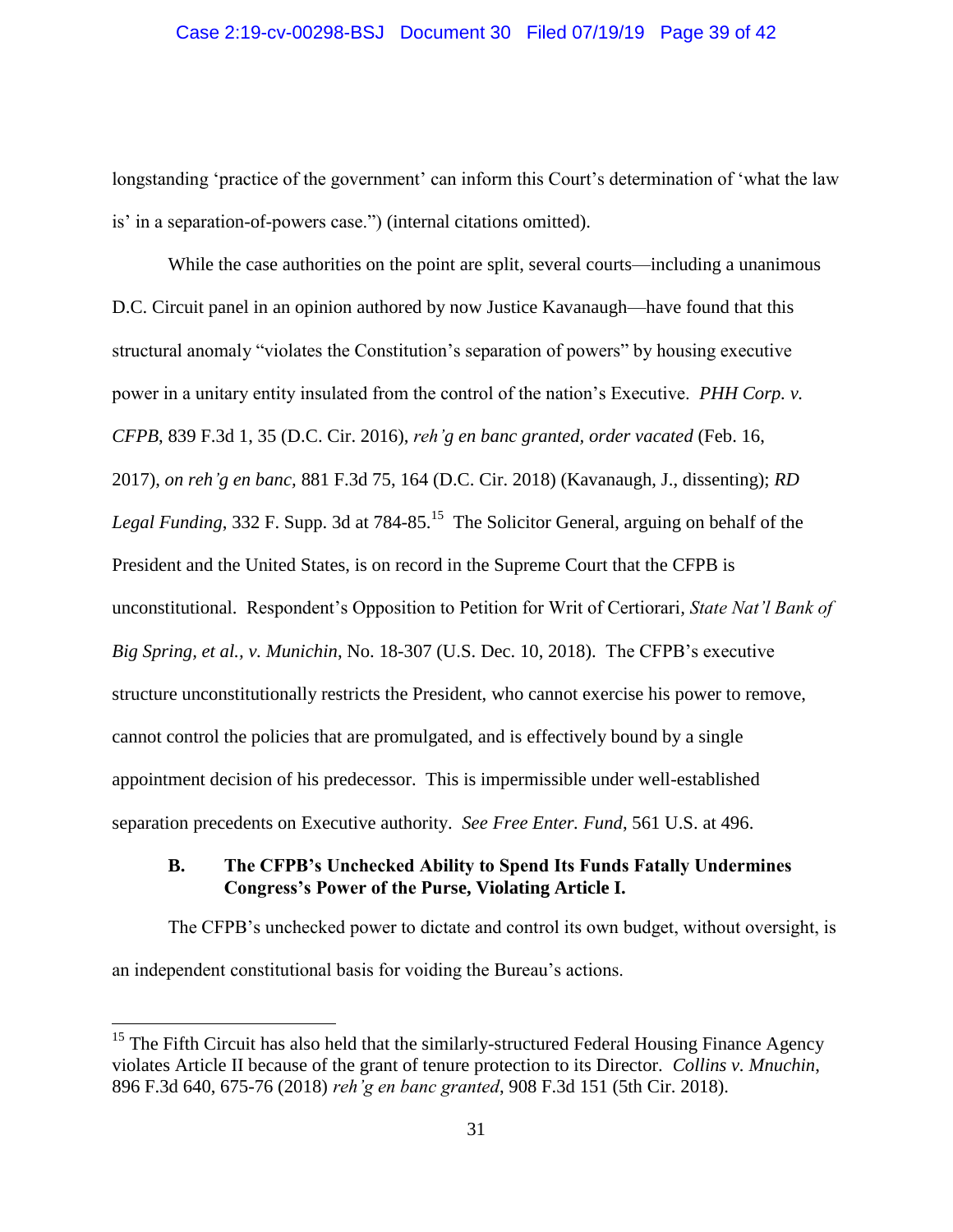longstanding 'practice of the government' can inform this Court's determination of 'what the law is' in a separation-of-powers case.") (internal citations omitted).

While the case authorities on the point are split, several courts—including a unanimous D.C. Circuit panel in an opinion authored by now Justice Kavanaugh—have found that this structural anomaly "violates the Constitution's separation of powers" by housing executive power in a unitary entity insulated from the control of the nation's Executive. *PHH Corp. v. CFPB*, 839 F.3d 1, 35 (D.C. Cir. 2016), *reh'g en banc granted, order vacated* (Feb. 16, 2017), *on reh'g en banc,* 881 F.3d 75, 164 (D.C. Cir. 2018) (Kavanaugh, J., dissenting); *RD Legal Funding*, 332 F. Supp. 3d at 784-85.[15] The Solicitor General, arguing on behalf of the President and the United States, is on record in the Supreme Court that the CFPB is unconstitutional. Respondent's Opposition to Petition for Writ of Certiorari, *State Nat'l Bank of Big Spring, et al., v. Munichin*, No. 18-307 (U.S. Dec. 10, 2018). The CFPB's executive structure unconstitutionally restricts the President, who cannot exercise his power to remove, cannot control the policies that are promulgated, and is effectively bound by a single appointment decision of his predecessor. This is impermissible under well-established separation precedents on Executive authority. *See Free Enter. Fund*, 561 U.S. at 496.

### B. The CFPB's Unchecked Ability to Spend Its Funds Fatally Undermines Congress's Power of the Purse, Violating Article I.

The CFPB's unchecked power to dictate and control its own budget, without oversight, is an independent constitutional basis for voiding the Bureau's actions.

---

[15] The Fifth Circuit has also held that the similarly-structured Federal Housing Finance Agency violates Article II because of the grant of tenure protection to its Director. *Collins v. Mnuchin*, 896 F.3d 640, 675-76 (2018) *reh'g en banc granted*, 908 F.3d 151 (5th Cir. 2018).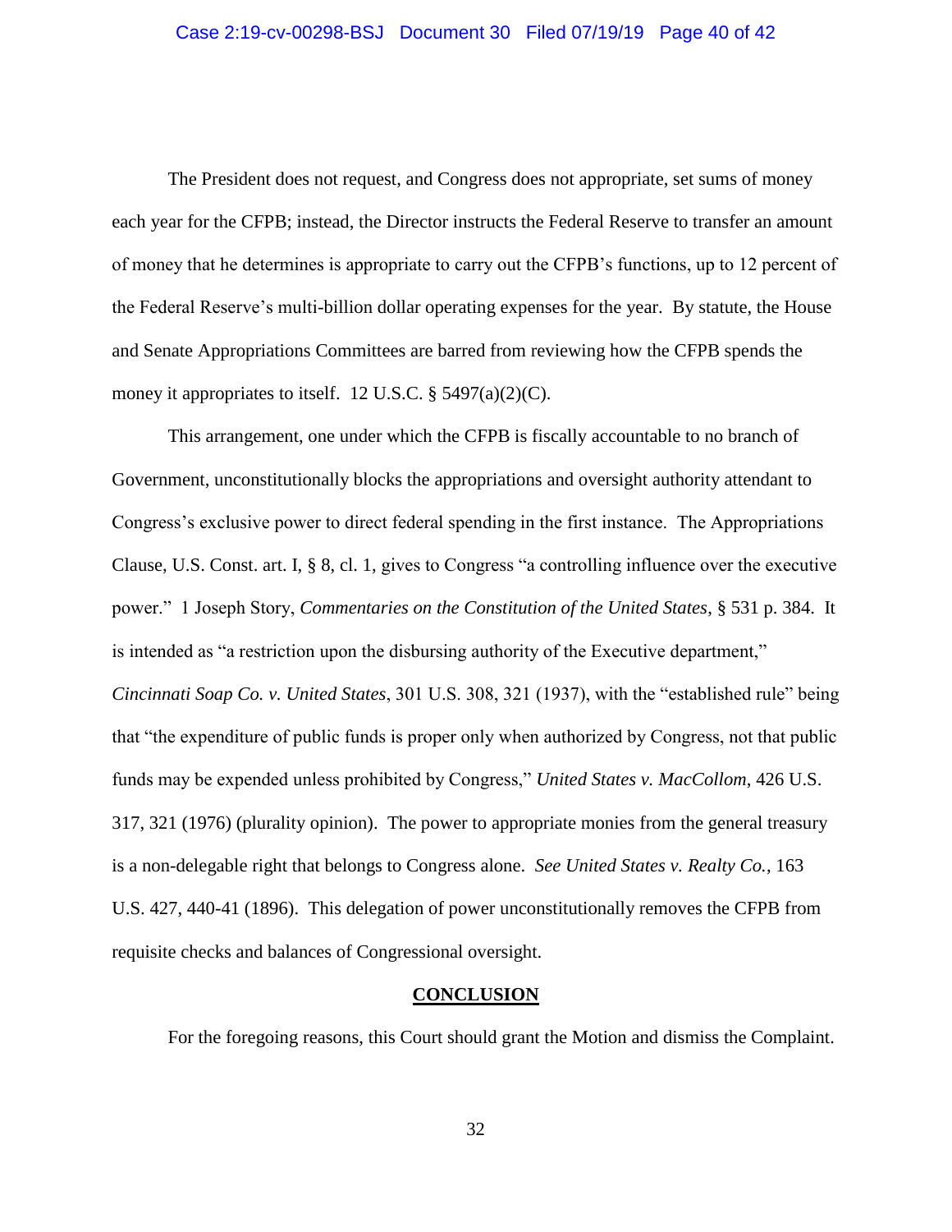The President does not request, and Congress does not appropriate, set sums of money each year for the CFPB; instead, the Director instructs the Federal Reserve to transfer an amount of money that he determines is appropriate to carry out the CFPB's functions, up to 12 percent of the Federal Reserve's multi-billion dollar operating expenses for the year. By statute, the House and Senate Appropriations Committees are barred from reviewing how the CFPB spends the money it appropriates to itself. 12 U.S.C. § 5497(a)(2)(C).

This arrangement, one under which the CFPB is fiscally accountable to no branch of Government, unconstitutionally blocks the appropriations and oversight authority attendant to Congress's exclusive power to direct federal spending in the first instance. The Appropriations Clause, U.S. Const. art. I, § 8, cl. 1, gives to Congress "a controlling influence over the executive power." 1 Joseph Story, *Commentaries on the Constitution of the United States*, § 531 p. 384. It is intended as "a restriction upon the disbursing authority of the Executive department," *Cincinnati Soap Co. v. United States*, 301 U.S. 308, 321 (1937), with the "established rule" being that "the expenditure of public funds is proper only when authorized by Congress, not that public funds may be expended unless prohibited by Congress," *United States v. MacCollom*, 426 U.S. 317, 321 (1976) (plurality opinion). The power to appropriate monies from the general treasury is a non-delegable right that belongs to Congress alone. *See United States v. Realty Co.*, 163 U.S. 427, 440-41 (1896). This delegation of power unconstitutionally removes the CFPB from requisite checks and balances of Congressional oversight.

## CONCLUSION

For the foregoing reasons, this Court should grant the Motion and dismiss the Complaint.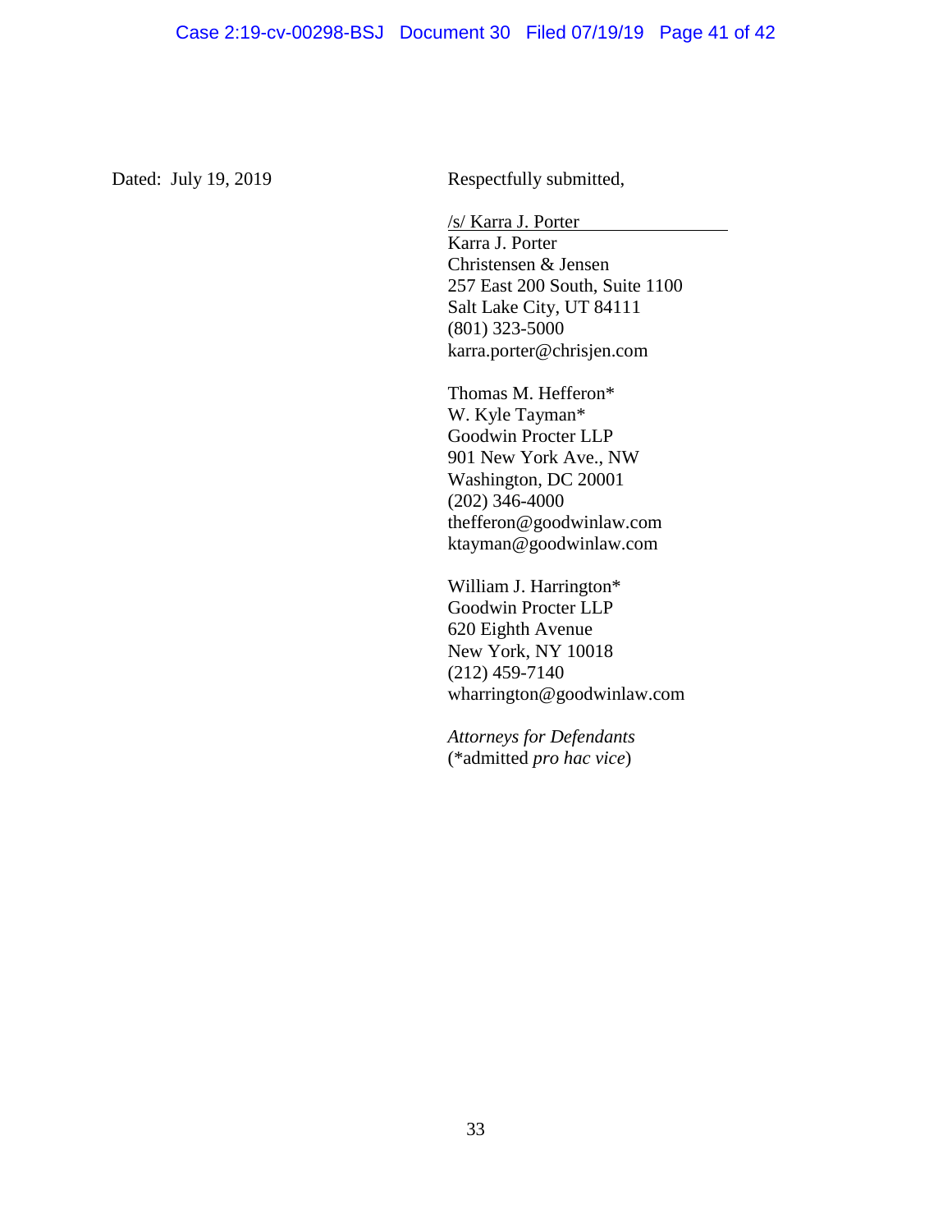Dated: July 19, 2019

Respectfully submitted,

/s/ Karra J. Porter
Karra J. Porter
Christensen & Jensen
257 East 200 South, Suite 1100
Salt Lake City, UT 84111
(801) 323-5000
karra.porter@chrisjen.com

Thomas M. Hefferon*
W. Kyle Tayman*
Goodwin Procter LLP
901 New York Ave., NW
Washington, DC 20001
(202) 346-4000
thefferon@goodwinlaw.com
ktayman@goodwinlaw.com

William J. Harrington*
Goodwin Procter LLP
620 Eighth Avenue
New York, NY 10018
(212) 459-7140
wharrington@goodwinlaw.com

*Attorneys for Defendants*
(*admitted *pro hac vice*)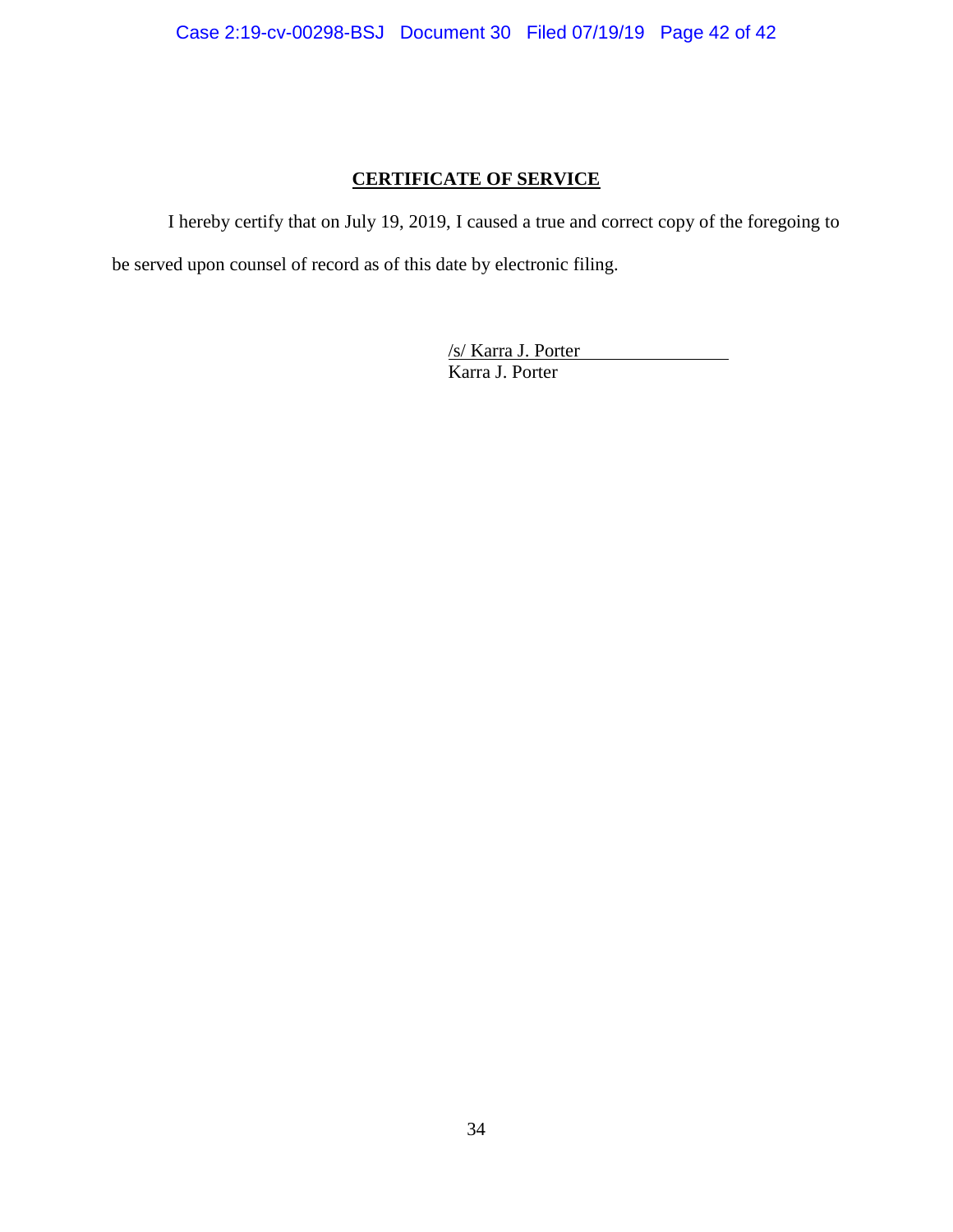**CERTIFICATE OF SERVICE**

I hereby certify that on July 19, 2019, I caused a true and correct copy of the foregoing to be served upon counsel of record as of this date by electronic filing.

/s/ Karra J. Porter
Karra J. Porter